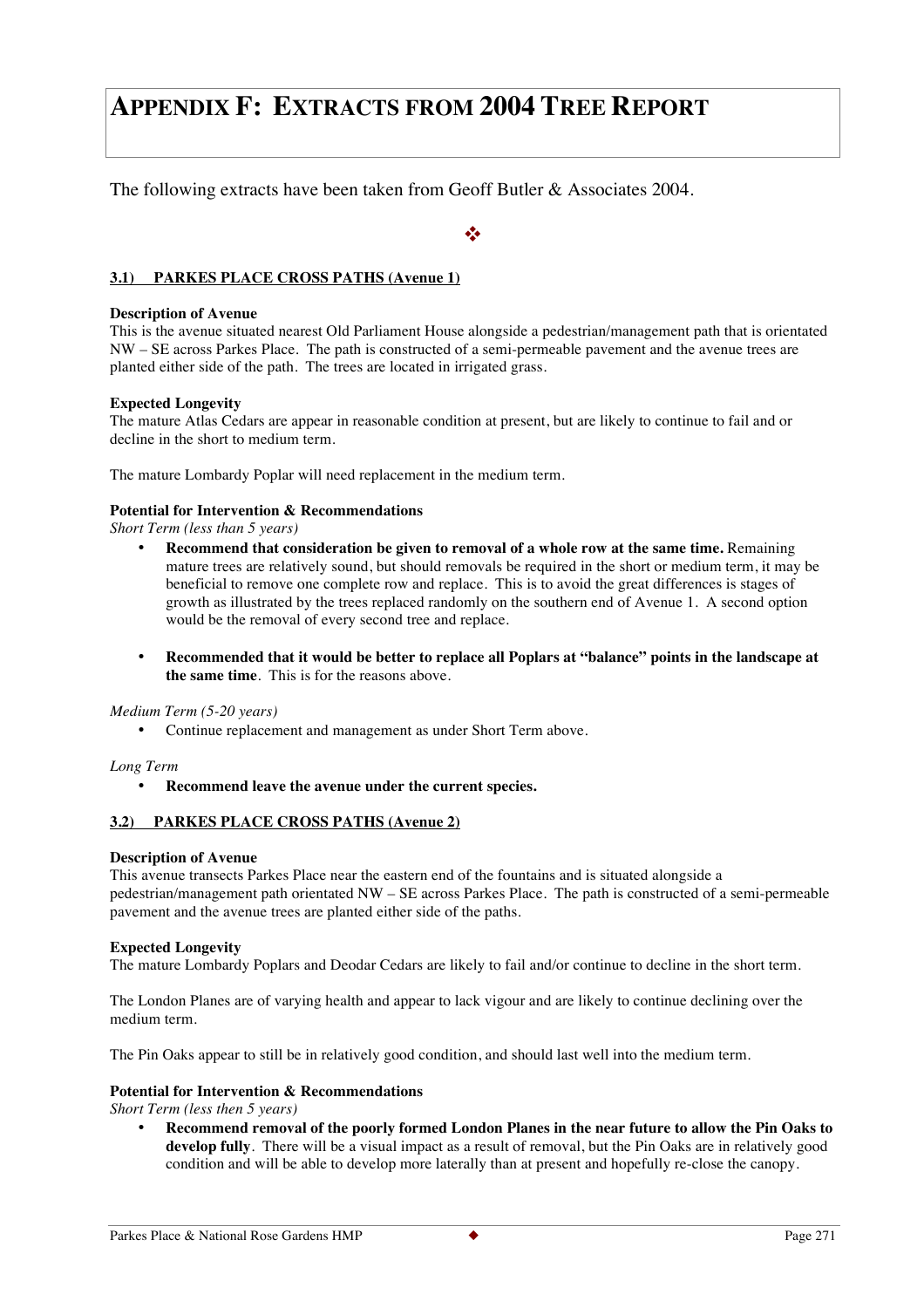# APPENDIX F: EXTRACTS FROM 2004 TREE REPORT

The following extracts have been taken from Geoff Butler & Associates 2004.

❖

**3.1) PARKES PLACE CROSS PATHS (Avenue 1)**

**Description of Avenue**

This is the avenue situated nearest Old Parliament House alongside a pedestrian/management path that is orientated NW – SE across Parkes Place. The path is constructed of a semi-permeable pavement and the avenue trees are planted either side of the path. The trees are located in irrigated grass.

**Expected Longevity**

The mature Atlas Cedars are appear in reasonable condition at present, but are likely to continue to fail and or decline in the short to medium term.

The mature Lombardy Poplar will need replacement in the medium term.

**Potential for Intervention & Recommendations**

*Short Term (less than 5 years)*

- **Recommend that consideration be given to removal of a whole row at the same time.** Remaining mature trees are relatively sound, but should removals be required in the short or medium term, it may be beneficial to remove one complete row and replace. This is to avoid the great differences is stages of growth as illustrated by the trees replaced randomly on the southern end of Avenue 1. A second option would be the removal of every second tree and replace.

- **Recommended that it would be better to replace all Poplars at "balance" points in the landscape at the same time**. This is for the reasons above.

*Medium Term (5-20 years)*

- Continue replacement and management as under Short Term above.

*Long Term*

- **Recommend leave the avenue under the current species.**

**3.2) PARKES PLACE CROSS PATHS (Avenue 2)**

**Description of Avenue**

This avenue transects Parkes Place near the eastern end of the fountains and is situated alongside a pedestrian/management path orientated NW – SE across Parkes Place. The path is constructed of a semi-permeable pavement and the avenue trees are planted either side of the paths.

**Expected Longevity**

The mature Lombardy Poplars and Deodar Cedars are likely to fail and/or continue to decline in the short term.

The London Planes are of varying health and appear to lack vigour and are likely to continue declining over the medium term.

The Pin Oaks appear to still be in relatively good condition, and should last well into the medium term.

**Potential for Intervention & Recommendations**

*Short Term (less then 5 years)*

- **Recommend removal of the poorly formed London Planes in the near future to allow the Pin Oaks to develop fully**. There will be a visual impact as a result of removal, but the Pin Oaks are in relatively good condition and will be able to develop more laterally than at present and hopefully re-close the canopy.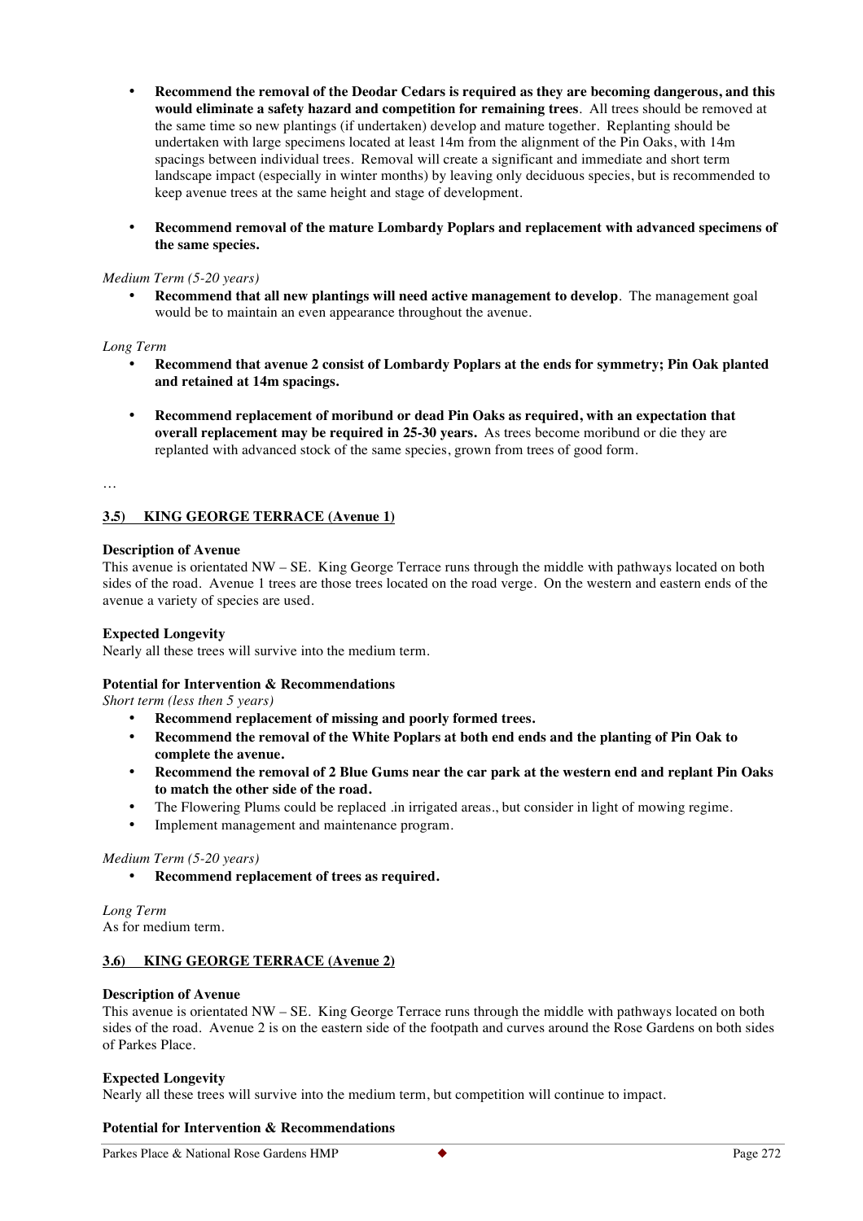- **Recommend the removal of the Deodar Cedars is required as they are becoming dangerous, and this would eliminate a safety hazard and competition for remaining trees**. All trees should be removed at the same time so new plantings (if undertaken) develop and mature together. Replanting should be undertaken with large specimens located at least 14m from the alignment of the Pin Oaks, with 14m spacings between individual trees. Removal will create a significant and immediate and short term landscape impact (especially in winter months) by leaving only deciduous species, but is recommended to keep avenue trees at the same height and stage of development.

- **Recommend removal of the mature Lombardy Poplars and replacement with advanced specimens of the same species.**

*Medium Term (5-20 years)*

- **Recommend that all new plantings will need active management to develop**. The management goal would be to maintain an even appearance throughout the avenue.

*Long Term*

- **Recommend that avenue 2 consist of Lombardy Poplars at the ends for symmetry; Pin Oak planted and retained at 14m spacings.**

- **Recommend replacement of moribund or dead Pin Oaks as required, with an expectation that overall replacement may be required in 25-30 years.** As trees become moribund or die they are replanted with advanced stock of the same species, grown from trees of good form.

…

## 3.5) KING GEORGE TERRACE (Avenue 1)

**Description of Avenue**

This avenue is orientated NW – SE. King George Terrace runs through the middle with pathways located on both sides of the road. Avenue 1 trees are those trees located on the road verge. On the western and eastern ends of the avenue a variety of species are used.

**Expected Longevity**

Nearly all these trees will survive into the medium term.

**Potential for Intervention & Recommendations**

*Short term (less then 5 years)*

- **Recommend replacement of missing and poorly formed trees.**
- **Recommend the removal of the White Poplars at both end ends and the planting of Pin Oak to complete the avenue.**
- **Recommend the removal of 2 Blue Gums near the car park at the western end and replant Pin Oaks to match the other side of the road.**
- The Flowering Plums could be replaced .in irrigated areas., but consider in light of mowing regime.
- Implement management and maintenance program.

*Medium Term (5-20 years)*

- **Recommend replacement of trees as required.**

*Long Term*

As for medium term.

## 3.6) KING GEORGE TERRACE (Avenue 2)

**Description of Avenue**

This avenue is orientated NW – SE. King George Terrace runs through the middle with pathways located on both sides of the road. Avenue 2 is on the eastern side of the footpath and curves around the Rose Gardens on both sides of Parkes Place.

**Expected Longevity**

Nearly all these trees will survive into the medium term, but competition will continue to impact.

**Potential for Intervention & Recommendations**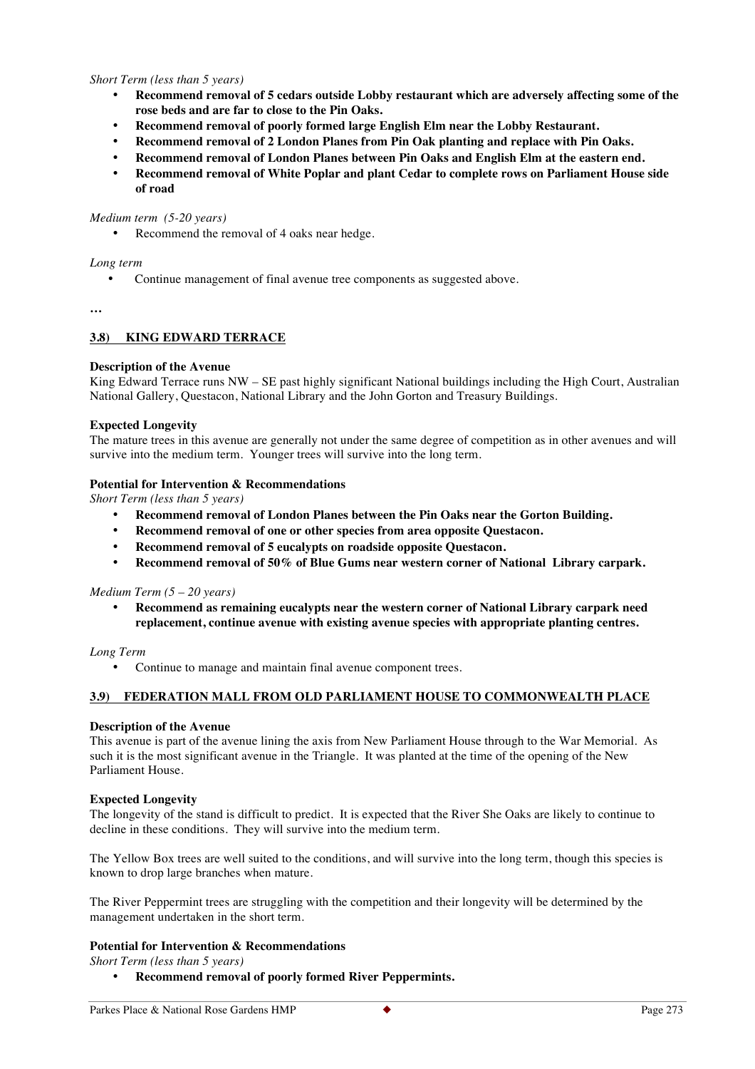*Short Term (less than 5 years)*

- **Recommend removal of 5 cedars outside Lobby restaurant which are adversely affecting some of the rose beds and are far to close to the Pin Oaks.**
- **Recommend removal of poorly formed large English Elm near the Lobby Restaurant.**
- **Recommend removal of 2 London Planes from Pin Oak planting and replace with Pin Oaks.**
- **Recommend removal of London Planes between Pin Oaks and English Elm at the eastern end.**
- **Recommend removal of White Poplar and plant Cedar to complete rows on Parliament House side of road**

*Medium term (5-20 years)*

- Recommend the removal of 4 oaks near hedge.

*Long term*

- Continue management of final avenue tree components as suggested above.

…

## 3.8) KING EDWARD TERRACE

**Description of the Avenue**

King Edward Terrace runs NW – SE past highly significant National buildings including the High Court, Australian National Gallery, Questacon, National Library and the John Gorton and Treasury Buildings.

**Expected Longevity**

The mature trees in this avenue are generally not under the same degree of competition as in other avenues and will survive into the medium term. Younger trees will survive into the long term.

**Potential for Intervention & Recommendations**

*Short Term (less than 5 years)*

- **Recommend removal of London Planes between the Pin Oaks near the Gorton Building.**
- **Recommend removal of one or other species from area opposite Questacon.**
- **Recommend removal of 5 eucalypts on roadside opposite Questacon.**
- **Recommend removal of 50% of Blue Gums near western corner of National Library carpark.**

*Medium Term (5 – 20 years)*

- **Recommend as remaining eucalypts near the western corner of National Library carpark need replacement, continue avenue with existing avenue species with appropriate planting centres.**

*Long Term*

- Continue to manage and maintain final avenue component trees.

## 3.9) FEDERATION MALL FROM OLD PARLIAMENT HOUSE TO COMMONWEALTH PLACE

**Description of the Avenue**

This avenue is part of the avenue lining the axis from New Parliament House through to the War Memorial. As such it is the most significant avenue in the Triangle. It was planted at the time of the opening of the New Parliament House.

**Expected Longevity**

The longevity of the stand is difficult to predict. It is expected that the River She Oaks are likely to continue to decline in these conditions. They will survive into the medium term.

The Yellow Box trees are well suited to the conditions, and will survive into the long term, though this species is known to drop large branches when mature.

The River Peppermint trees are struggling with the competition and their longevity will be determined by the management undertaken in the short term.

**Potential for Intervention & Recommendations**

*Short Term (less than 5 years)*

- **Recommend removal of poorly formed River Peppermints.**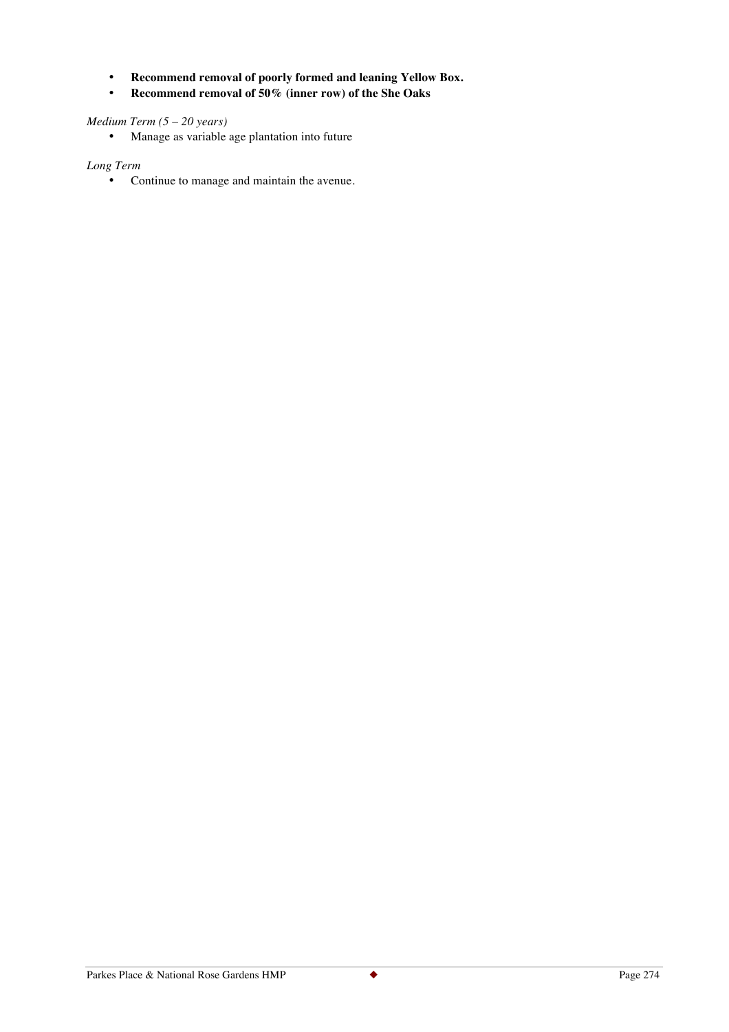- **Recommend removal of poorly formed and leaning Yellow Box.**
- **Recommend removal of 50% (inner row) of the She Oaks**

*Medium Term (5 – 20 years)*

- Manage as variable age plantation into future

*Long Term*

- Continue to manage and maintain the avenue.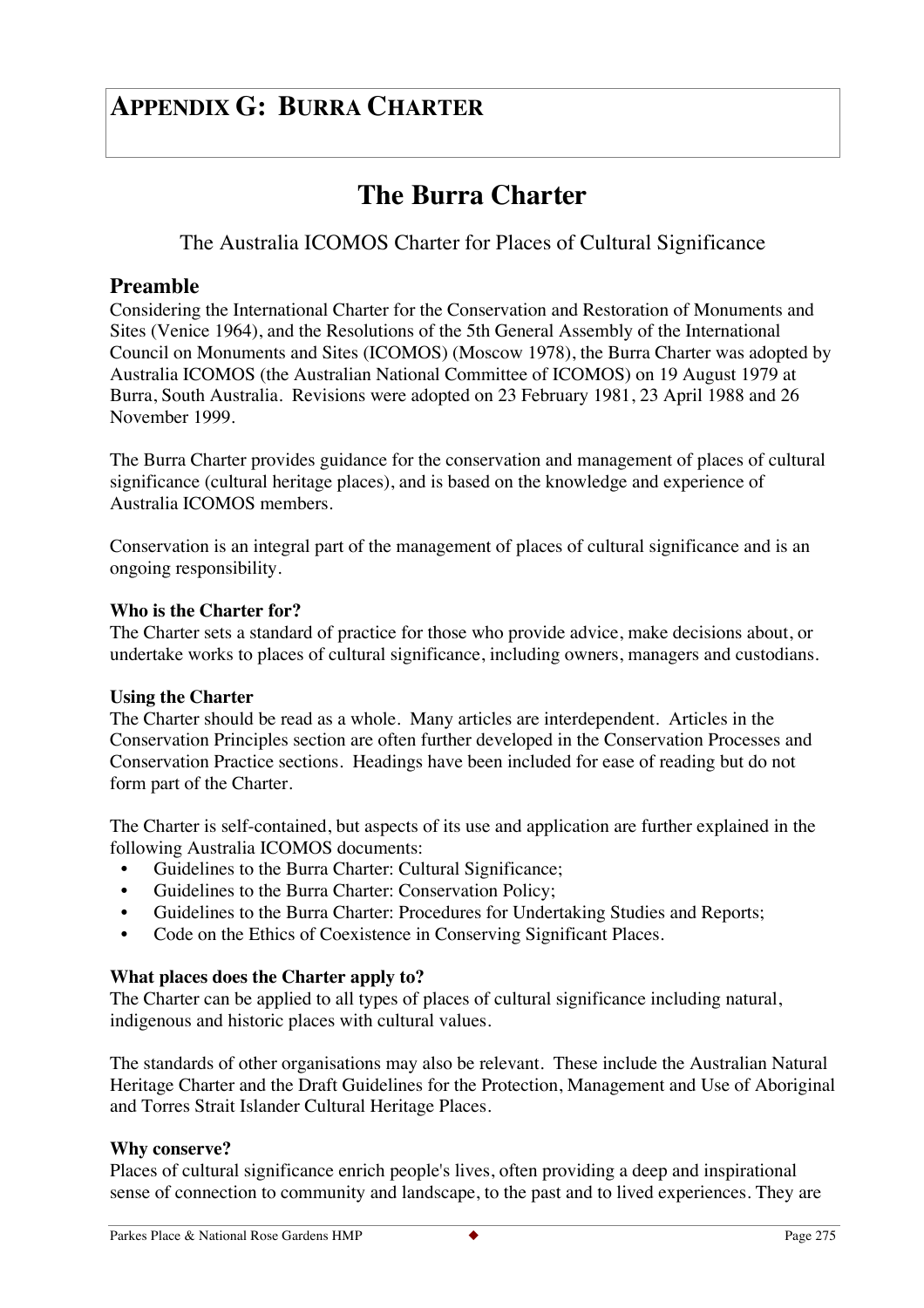# APPENDIX G: BURRA CHARTER

# The Burra Charter

The Australia ICOMOS Charter for Places of Cultural Significance

## Preamble

Considering the International Charter for the Conservation and Restoration of Monuments and Sites (Venice 1964), and the Resolutions of the 5th General Assembly of the International Council on Monuments and Sites (ICOMOS) (Moscow 1978), the Burra Charter was adopted by Australia ICOMOS (the Australian National Committee of ICOMOS) on 19 August 1979 at Burra, South Australia. Revisions were adopted on 23 February 1981, 23 April 1988 and 26 November 1999.

The Burra Charter provides guidance for the conservation and management of places of cultural significance (cultural heritage places), and is based on the knowledge and experience of Australia ICOMOS members.

Conservation is an integral part of the management of places of cultural significance and is an ongoing responsibility.

**Who is the Charter for?**
The Charter sets a standard of practice for those who provide advice, make decisions about, or undertake works to places of cultural significance, including owners, managers and custodians.

**Using the Charter**
The Charter should be read as a whole. Many articles are interdependent. Articles in the Conservation Principles section are often further developed in the Conservation Processes and Conservation Practice sections. Headings have been included for ease of reading but do not form part of the Charter.

The Charter is self-contained, but aspects of its use and application are further explained in the following Australia ICOMOS documents:

- Guidelines to the Burra Charter: Cultural Significance;
- Guidelines to the Burra Charter: Conservation Policy;
- Guidelines to the Burra Charter: Procedures for Undertaking Studies and Reports;
- Code on the Ethics of Coexistence in Conserving Significant Places.

**What places does the Charter apply to?**
The Charter can be applied to all types of places of cultural significance including natural, indigenous and historic places with cultural values.

The standards of other organisations may also be relevant. These include the Australian Natural Heritage Charter and the Draft Guidelines for the Protection, Management and Use of Aboriginal and Torres Strait Islander Cultural Heritage Places.

**Why conserve?**
Places of cultural significance enrich people's lives, often providing a deep and inspirational sense of connection to community and landscape, to the past and to lived experiences. They are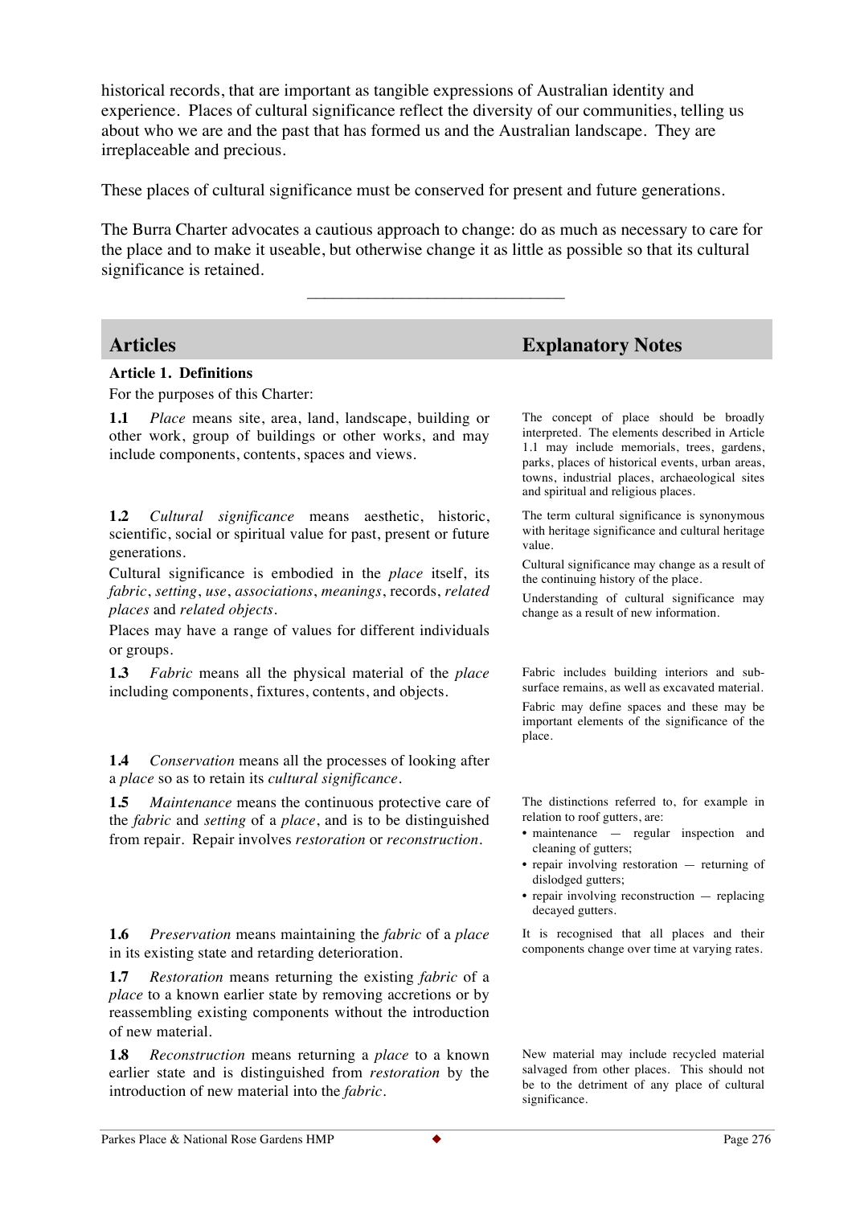historical records, that are important as tangible expressions of Australian identity and experience. Places of cultural significance reflect the diversity of our communities, telling us about who we are and the past that has formed us and the Australian landscape. They are irreplaceable and precious.

These places of cultural significance must be conserved for present and future generations.

The Burra Charter advocates a cautious approach to change: do as much as necessary to care for the place and to make it useable, but otherwise change it as little as possible so that its cultural significance is retained.

---

| Articles | Explanatory Notes |
|---|---|
| **Article 1. Definitions** For the purposes of this Charter: | |
| **1.1** *Place* means site, area, land, landscape, building or other work, group of buildings or other works, and may include components, contents, spaces and views. | The concept of place should be broadly interpreted. The elements described in Article 1.1 may include memorials, trees, gardens, parks, places of historical events, urban areas, towns, industrial places, archaeological sites and spiritual and religious places. |
| **1.2** *Cultural significance* means aesthetic, historic, scientific, social or spiritual value for past, present or future generations. Cultural significance is embodied in the *place* itself, its *fabric*, *setting*, *use*, *associations*, *meanings*, records, *related places* and *related objects*. Places may have a range of values for different individuals or groups. | The term cultural significance is synonymous with heritage significance and cultural heritage value. Cultural significance may change as a result of the continuing history of the place. Understanding of cultural significance may change as a result of new information. |
| **1.3** *Fabric* means all the physical material of the *place* including components, fixtures, contents, and objects. | Fabric includes building interiors and sub-surface remains, as well as excavated material. Fabric may define spaces and these may be important elements of the significance of the place. |
| **1.4** *Conservation* means all the processes of looking after a *place* so as to retain its *cultural significance*. | |
| **1.5** *Maintenance* means the continuous protective care of the *fabric* and *setting* of a *place*, and is to be distinguished from repair. Repair involves *restoration* or *reconstruction*. | The distinctions referred to, for example in relation to roof gutters, are: • maintenance — regular inspection and cleaning of gutters; • repair involving restoration — returning of dislodged gutters; • repair involving reconstruction — replacing decayed gutters. |
| **1.6** *Preservation* means maintaining the *fabric* of a *place* in its existing state and retarding deterioration. | It is recognised that all places and their components change over time at varying rates. |
| **1.7** *Restoration* means returning the existing *fabric* of a *place* to a known earlier state by removing accretions or by reassembling existing components without the introduction of new material. | |
| **1.8** *Reconstruction* means returning a *place* to a known earlier state and is distinguished from *restoration* by the introduction of new material into the *fabric*. | New material may include recycled material salvaged from other places. This should not be to the detriment of any place of cultural significance. |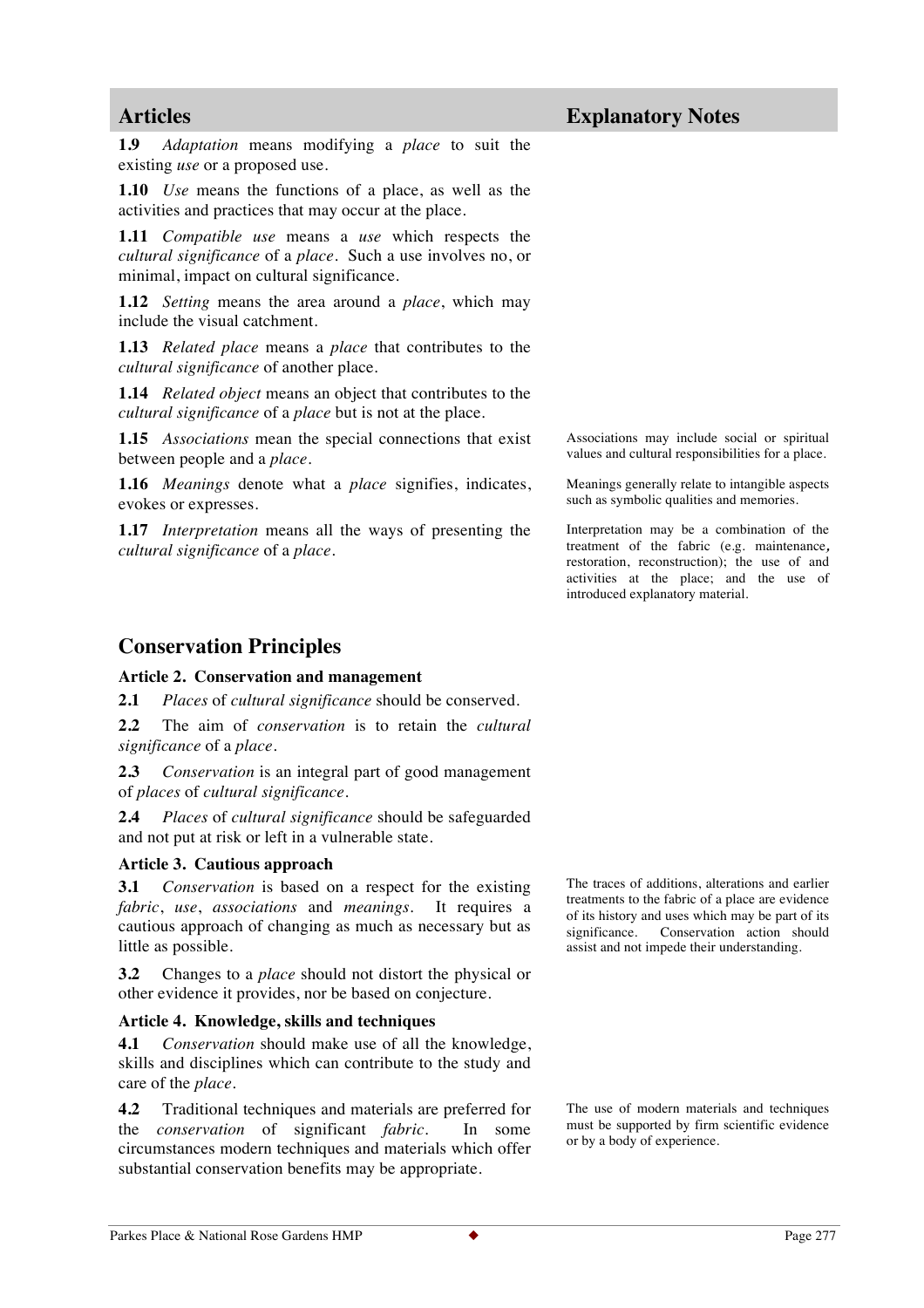## Articles

**1.9** *Adaptation* means modifying a *place* to suit the existing *use* or a proposed use.

**1.10** *Use* means the functions of a place, as well as the activities and practices that may occur at the place.

**1.11** *Compatible use* means a *use* which respects the *cultural significance* of a *place*. Such a use involves no, or minimal, impact on cultural significance.

**1.12** *Setting* means the area around a *place*, which may include the visual catchment.

**1.13** *Related place* means a *place* that contributes to the *cultural significance* of another place.

**1.14** *Related object* means an object that contributes to the *cultural significance* of a *place* but is not at the place.

**1.15** *Associations* mean the special connections that exist between people and a *place*.

Associations may include social or spiritual values and cultural responsibilities for a place.

**1.16** *Meanings* denote what a *place* signifies, indicates, evokes or expresses.

Meanings generally relate to intangible aspects such as symbolic qualities and memories.

**1.17** *Interpretation* means all the ways of presenting the *cultural significance* of a *place*.

Interpretation may be a combination of the treatment of the fabric (e.g. maintenance, restoration, reconstruction); the use of and activities at the place; and the use of introduced explanatory material.

## Conservation Principles

### Article 2. Conservation and management

**2.1** *Places* of *cultural significance* should be conserved.

**2.2** The aim of *conservation* is to retain the *cultural significance* of a *place*.

**2.3** *Conservation* is an integral part of good management of *places* of *cultural significance*.

**2.4** *Places* of *cultural significance* should be safeguarded and not put at risk or left in a vulnerable state.

### Article 3. Cautious approach

**3.1** *Conservation* is based on a respect for the existing *fabric*, *use*, *associations* and *meanings*. It requires a cautious approach of changing as much as necessary but as little as possible.

The traces of additions, alterations and earlier treatments to the fabric of a place are evidence of its history and uses which may be part of its significance. Conservation action should assist and not impede their understanding.

**3.2** Changes to a *place* should not distort the physical or other evidence it provides, nor be based on conjecture.

### Article 4. Knowledge, skills and techniques

**4.1** *Conservation* should make use of all the knowledge, skills and disciplines which can contribute to the study and care of the *place*.

**4.2** Traditional techniques and materials are preferred for the *conservation* of significant *fabric*. In some circumstances modern techniques and materials which offer substantial conservation benefits may be appropriate.

The use of modern materials and techniques must be supported by firm scientific evidence or by a body of experience.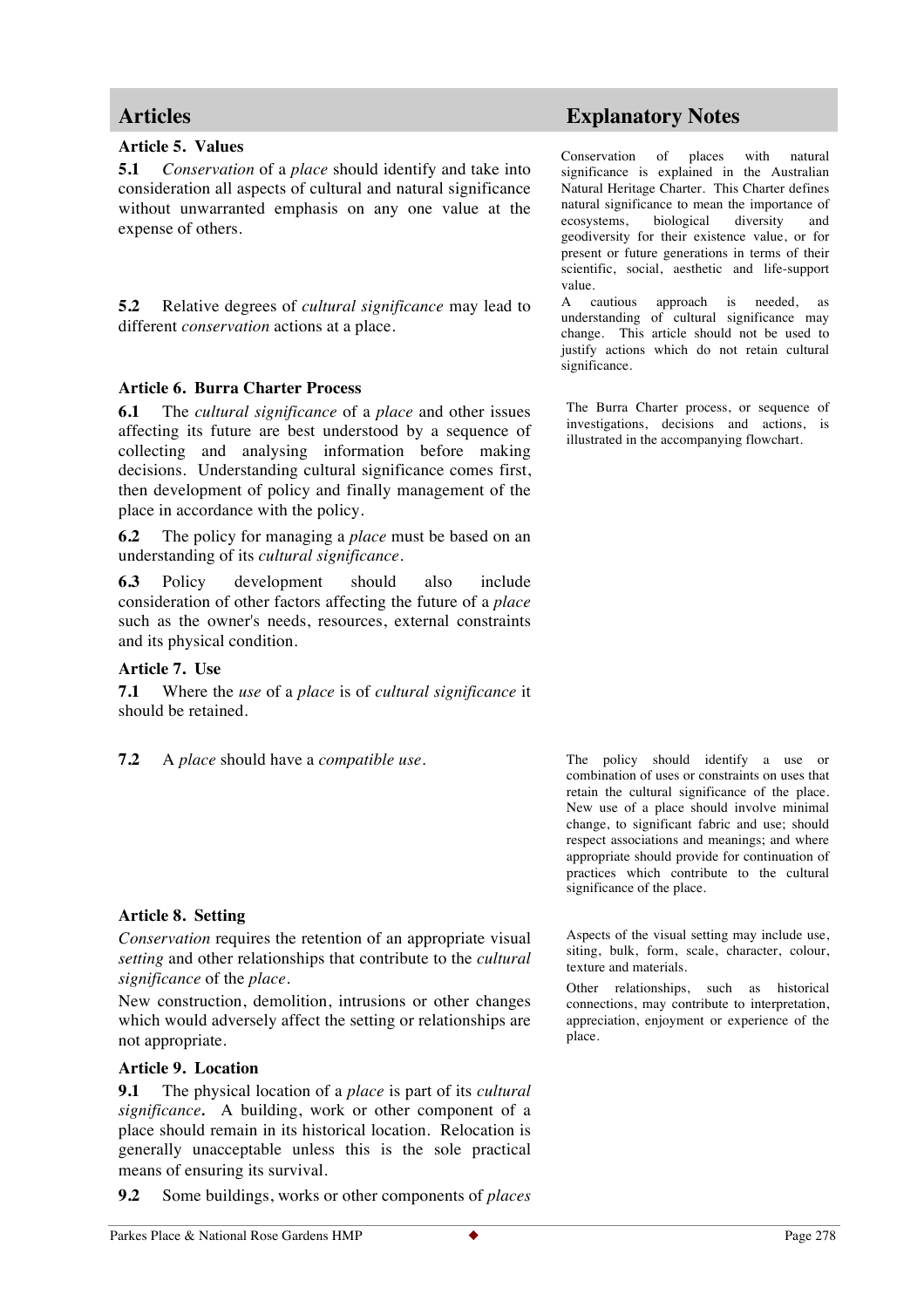## Articles

### Article 5. Values

**5.1** *Conservation* of a *place* should identify and take into consideration all aspects of cultural and natural significance without unwarranted emphasis on any one value at the expense of others.

Conservation of places with natural significance is explained in the Australian Natural Heritage Charter. This Charter defines natural significance to mean the importance of ecosystems, biological diversity and geodiversity for their existence value, or for present or future generations in terms of their scientific, social, aesthetic and life-support value.

**5.2** Relative degrees of *cultural significance* may lead to different *conservation* actions at a place.

A cautious approach is needed, as understanding of cultural significance may change. This article should not be used to justify actions which do not retain cultural significance.

### Article 6. Burra Charter Process

**6.1** The *cultural significance* of a *place* and other issues affecting its future are best understood by a sequence of collecting and analysing information before making decisions. Understanding cultural significance comes first, then development of policy and finally management of the place in accordance with the policy.

The Burra Charter process, or sequence of investigations, decisions and actions, is illustrated in the accompanying flowchart.

**6.2** The policy for managing a *place* must be based on an understanding of its *cultural significance*.

**6.3** Policy development should also include consideration of other factors affecting the future of a *place* such as the owner's needs, resources, external constraints and its physical condition.

### Article 7. Use

**7.1** Where the *use* of a *place* is of *cultural significance* it should be retained.

**7.2** A *place* should have a *compatible use*.

The policy should identify a use or combination of uses or constraints on uses that retain the cultural significance of the place. New use of a place should involve minimal change, to significant fabric and use; should respect associations and meanings; and where appropriate should provide for continuation of practices which contribute to the cultural significance of the place.

### Article 8. Setting

*Conservation* requires the retention of an appropriate visual *setting* and other relationships that contribute to the *cultural significance* of the *place*.

New construction, demolition, intrusions or other changes which would adversely affect the setting or relationships are not appropriate.

Aspects of the visual setting may include use, siting, bulk, form, scale, character, colour, texture and materials.

Other relationships, such as historical connections, may contribute to interpretation, appreciation, enjoyment or experience of the place.

### Article 9. Location

**9.1** The physical location of a *place* is part of its *cultural significance*. A building, work or other component of a place should remain in its historical location. Relocation is generally unacceptable unless this is the sole practical means of ensuring its survival.

**9.2** Some buildings, works or other components of *places*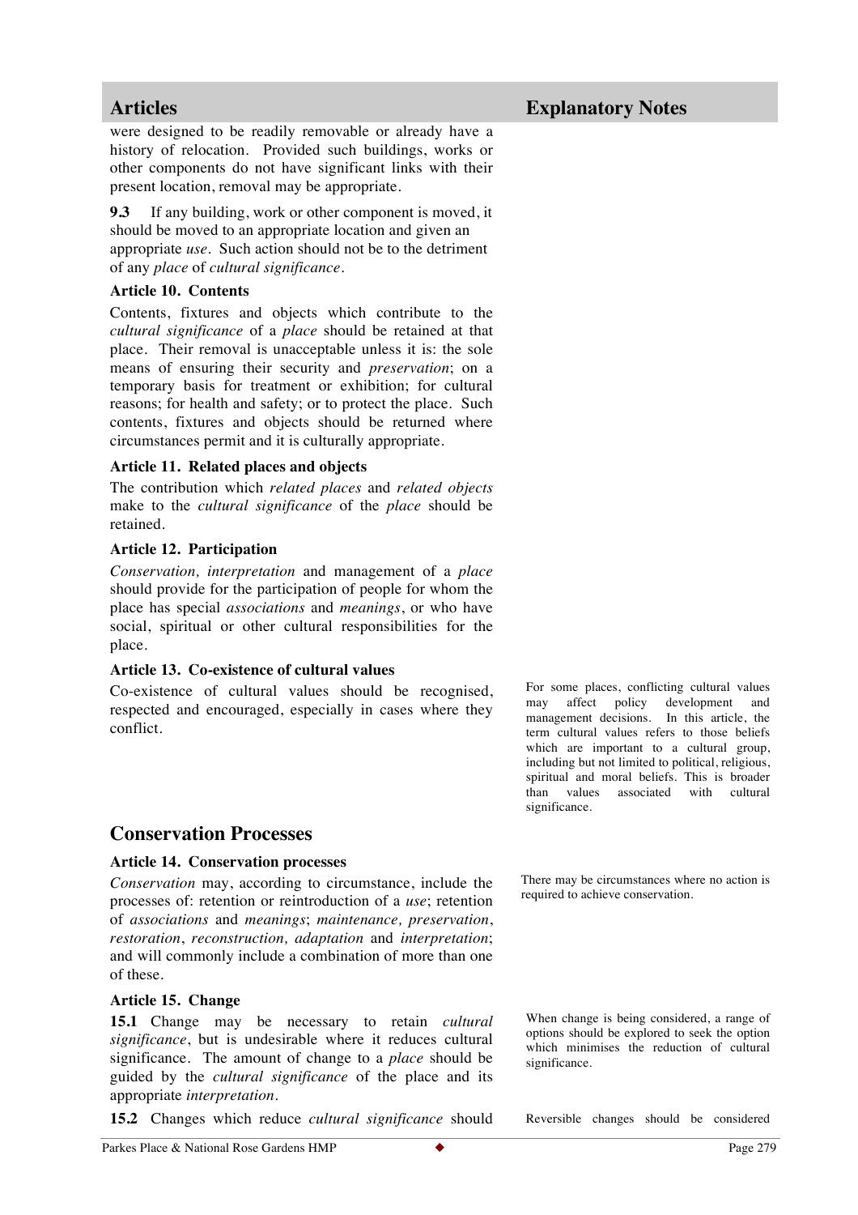## Articles

## Explanatory Notes

were designed to be readily removable or already have a history of relocation. Provided such buildings, works or other components do not have significant links with their present location, removal may be appropriate.

**9.3** If any building, work or other component is moved, it should be moved to an appropriate location and given an appropriate *use*. Such action should not be to the detriment of any *place* of *cultural significance*.

**Article 10. Contents**

Contents, fixtures and objects which contribute to the *cultural significance* of a *place* should be retained at that place. Their removal is unacceptable unless it is: the sole means of ensuring their security and *preservation*; on a temporary basis for treatment or exhibition; for cultural reasons; for health and safety; or to protect the place. Such contents, fixtures and objects should be returned where circumstances permit and it is culturally appropriate.

**Article 11. Related places and objects**

The contribution which *related places* and *related objects* make to the *cultural significance* of the *place* should be retained.

**Article 12. Participation**

*Conservation, interpretation* and management of a *place* should provide for the participation of people for whom the place has special *associations* and *meanings*, or who have social, spiritual or other cultural responsibilities for the place.

**Article 13. Co-existence of cultural values**

Co-existence of cultural values should be recognised, respected and encouraged, especially in cases where they conflict.

For some places, conflicting cultural values may affect policy development and management decisions. In this article, the term cultural values refers to those beliefs which are important to a cultural group, including but not limited to political, religious, spiritual and moral beliefs. This is broader than values associated with cultural significance.

## Conservation Processes

**Article 14. Conservation processes**

*Conservation* may, according to circumstance, include the processes of: retention or reintroduction of a *use*; retention of *associations* and *meanings*; *maintenance, preservation*, *restoration*, *reconstruction, adaptation* and *interpretation*; and will commonly include a combination of more than one of these.

There may be circumstances where no action is required to achieve conservation.

**Article 15. Change**

**15.1** Change may be necessary to retain *cultural significance*, but is undesirable where it reduces cultural significance. The amount of change to a *place* should be guided by the *cultural significance* of the place and its appropriate *interpretation*.

When change is being considered, a range of options should be explored to seek the option which minimises the reduction of cultural significance.

**15.2** Changes which reduce *cultural significance* should

Reversible changes should be considered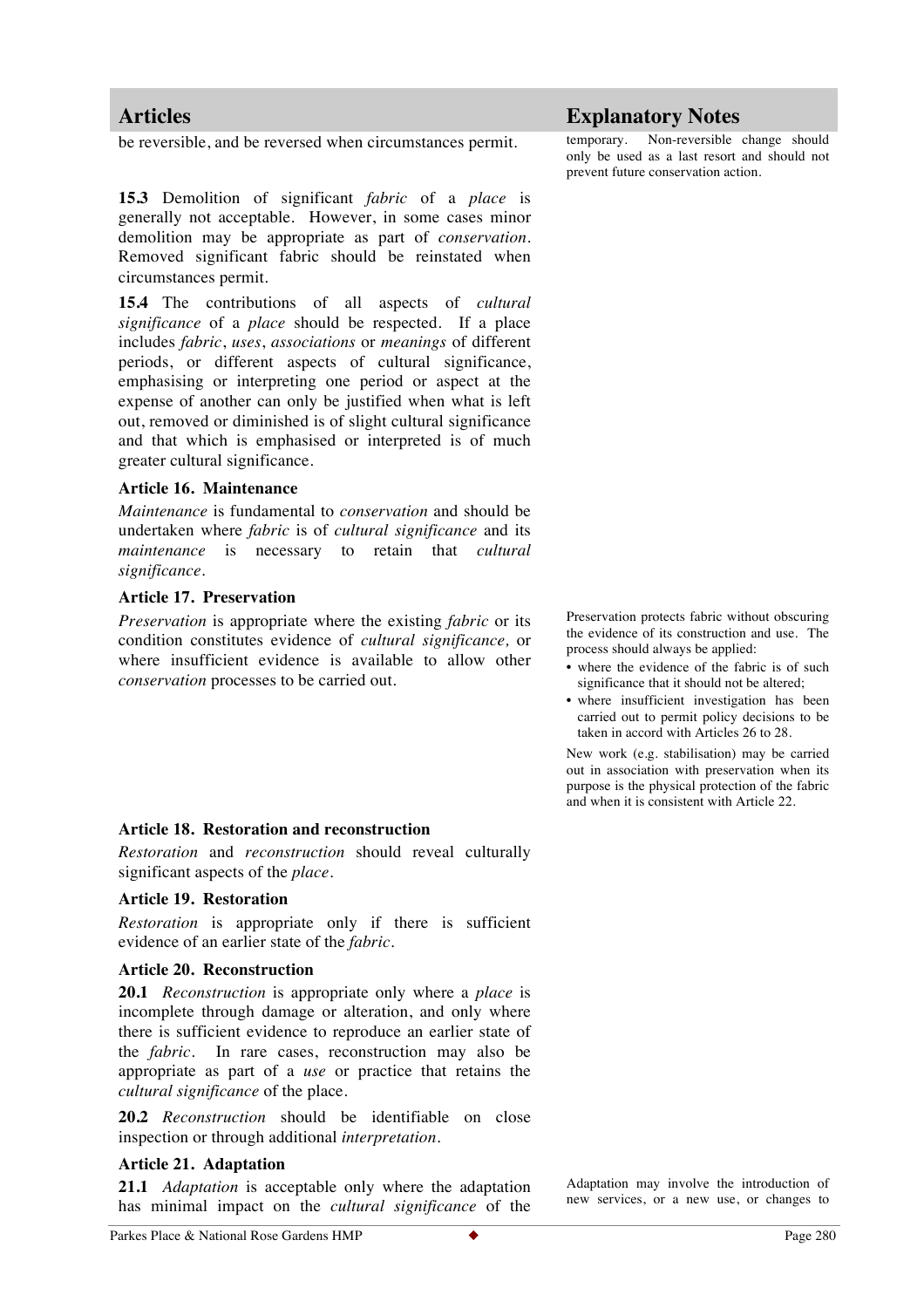## Articles

be reversible, and be reversed when circumstances permit.

**15.3** Demolition of significant *fabric* of a *place* is generally not acceptable. However, in some cases minor demolition may be appropriate as part of *conservation*. Removed significant fabric should be reinstated when circumstances permit.

**15.4** The contributions of all aspects of *cultural significance* of a *place* should be respected. If a place includes *fabric*, *uses*, *associations* or *meanings* of different periods, or different aspects of cultural significance, emphasising or interpreting one period or aspect at the expense of another can only be justified when what is left out, removed or diminished is of slight cultural significance and that which is emphasised or interpreted is of much greater cultural significance.

### Article 16. Maintenance

*Maintenance* is fundamental to *conservation* and should be undertaken where *fabric* is of *cultural significance* and its *maintenance* is necessary to retain that *cultural significance*.

### Article 17. Preservation

*Preservation* is appropriate where the existing *fabric* or its condition constitutes evidence of *cultural significance,* or where insufficient evidence is available to allow other *conservation* processes to be carried out.

### Article 18. Restoration and reconstruction

*Restoration* and *reconstruction* should reveal culturally significant aspects of the *place*.

### Article 19. Restoration

*Restoration* is appropriate only if there is sufficient evidence of an earlier state of the *fabric*.

### Article 20. Reconstruction

**20.1** *Reconstruction* is appropriate only where a *place* is incomplete through damage or alteration, and only where there is sufficient evidence to reproduce an earlier state of the *fabric*. In rare cases, reconstruction may also be appropriate as part of a *use* or practice that retains the *cultural significance* of the place.

**20.2** *Reconstruction* should be identifiable on close inspection or through additional *interpretation*.

### Article 21. Adaptation

**21.1** *Adaptation* is acceptable only where the adaptation has minimal impact on the *cultural significance* of the

## Explanatory Notes

temporary. Non-reversible change should only be used as a last resort and should not prevent future conservation action.

Preservation protects fabric without obscuring the evidence of its construction and use. The process should always be applied:

- where the evidence of the fabric is of such significance that it should not be altered;
- where insufficient investigation has been carried out to permit policy decisions to be taken in accord with Articles 26 to 28.

New work (e.g. stabilisation) may be carried out in association with preservation when its purpose is the physical protection of the fabric and when it is consistent with Article 22.

Adaptation may involve the introduction of new services, or a new use, or changes to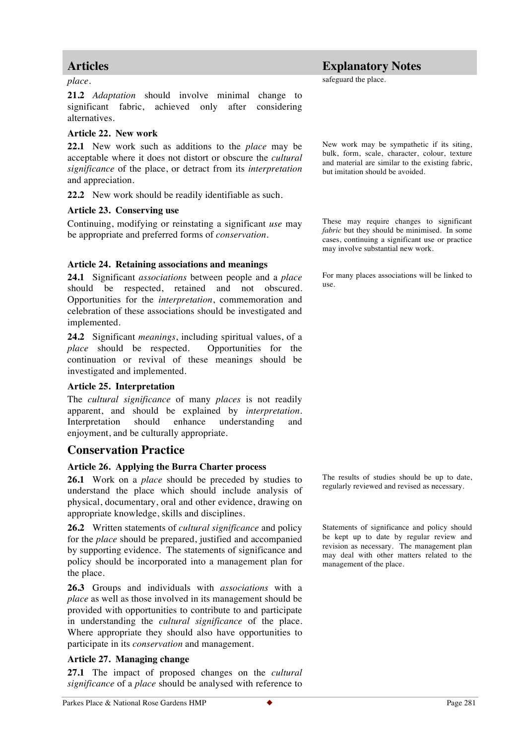## Articles

*place*.

**21.2** *Adaptation* should involve minimal change to significant fabric, achieved only after considering alternatives.

### Article 22. New work

**22.1** New work such as additions to the *place* may be acceptable where it does not distort or obscure the *cultural significance* of the place, or detract from its *interpretation* and appreciation.

**22.2** New work should be readily identifiable as such.

### Article 23. Conserving use

Continuing, modifying or reinstating a significant *use* may be appropriate and preferred forms of *conservation*.

### Article 24. Retaining associations and meanings

**24.1** Significant *associations* between people and a *place* should be respected, retained and not obscured. Opportunities for the *interpretation*, commemoration and celebration of these associations should be investigated and implemented.

**24.2** Significant *meanings*, including spiritual values, of a *place* should be respected. Opportunities for the continuation or revival of these meanings should be investigated and implemented.

### Article 25. Interpretation

The *cultural significance* of many *places* is not readily apparent, and should be explained by *interpretation*. Interpretation should enhance understanding and enjoyment, and be culturally appropriate.

## Conservation Practice

### Article 26. Applying the Burra Charter process

**26.1** Work on a *place* should be preceded by studies to understand the place which should include analysis of physical, documentary, oral and other evidence, drawing on appropriate knowledge, skills and disciplines.

**26.2** Written statements of *cultural significance* and policy for the *place* should be prepared, justified and accompanied by supporting evidence. The statements of significance and policy should be incorporated into a management plan for the place.

**26.3** Groups and individuals with *associations* with a *place* as well as those involved in its management should be provided with opportunities to contribute to and participate in understanding the *cultural significance* of the place. Where appropriate they should also have opportunities to participate in its *conservation* and management.

### Article 27. Managing change

**27.1** The impact of proposed changes on the *cultural significance* of a *place* should be analysed with reference to

## Explanatory Notes

safeguard the place.

New work may be sympathetic if its siting, bulk, form, scale, character, colour, texture and material are similar to the existing fabric, but imitation should be avoided.

These may require changes to significant *fabric* but they should be minimised. In some cases, continuing a significant use or practice may involve substantial new work.

For many places associations will be linked to use.

The results of studies should be up to date, regularly reviewed and revised as necessary.

Statements of significance and policy should be kept up to date by regular review and revision as necessary. The management plan may deal with other matters related to the management of the place.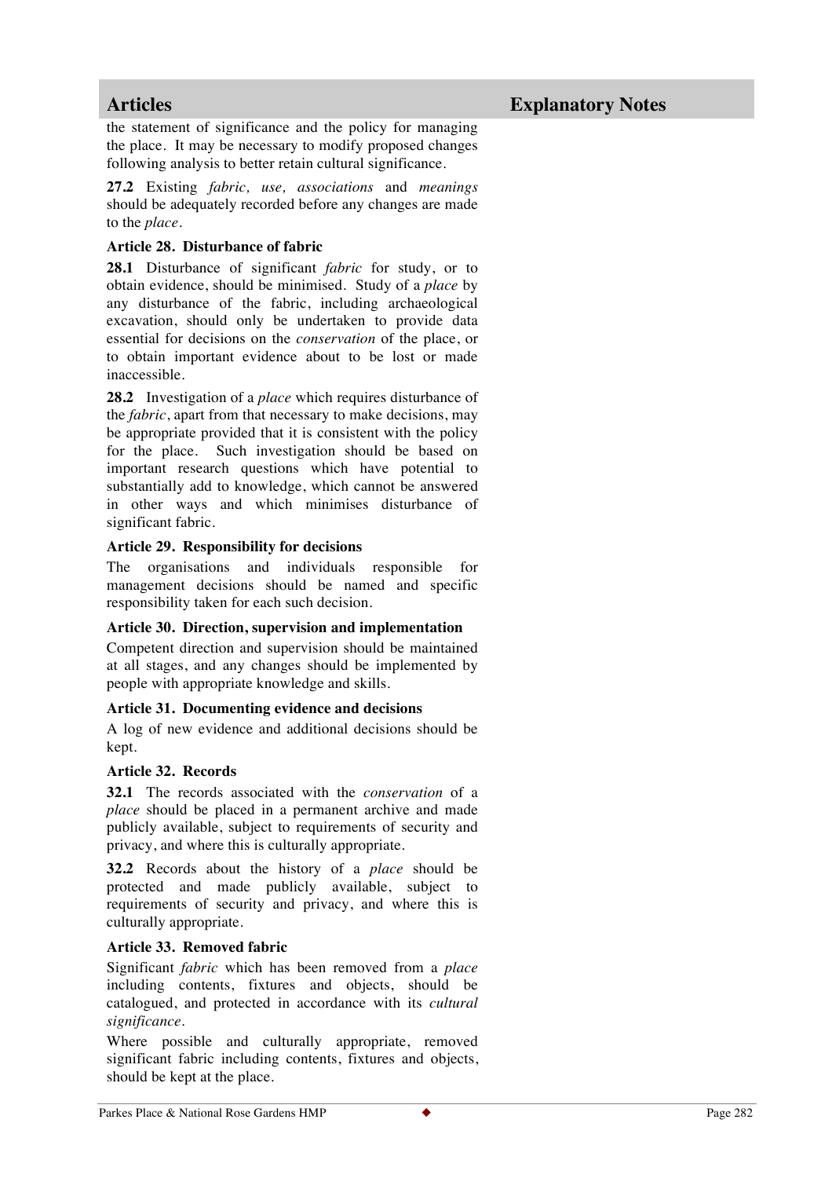| Articles | Explanatory Notes |
|---|---|

the statement of significance and the policy for managing the place. It may be necessary to modify proposed changes following analysis to better retain cultural significance.

**27.2** Existing *fabric, use, associations* and *meanings* should be adequately recorded before any changes are made to the *place*.

### Article 28. Disturbance of fabric

**28.1** Disturbance of significant *fabric* for study, or to obtain evidence, should be minimised. Study of a *place* by any disturbance of the fabric, including archaeological excavation, should only be undertaken to provide data essential for decisions on the *conservation* of the place, or to obtain important evidence about to be lost or made inaccessible.

**28.2** Investigation of a *place* which requires disturbance of the *fabric*, apart from that necessary to make decisions, may be appropriate provided that it is consistent with the policy for the place. Such investigation should be based on important research questions which have potential to substantially add to knowledge, which cannot be answered in other ways and which minimises disturbance of significant fabric.

### Article 29. Responsibility for decisions

The organisations and individuals responsible for management decisions should be named and specific responsibility taken for each such decision.

### Article 30. Direction, supervision and implementation

Competent direction and supervision should be maintained at all stages, and any changes should be implemented by people with appropriate knowledge and skills.

### Article 31. Documenting evidence and decisions

A log of new evidence and additional decisions should be kept.

### Article 32. Records

**32.1** The records associated with the *conservation* of a *place* should be placed in a permanent archive and made publicly available, subject to requirements of security and privacy, and where this is culturally appropriate.

**32.2** Records about the history of a *place* should be protected and made publicly available, subject to requirements of security and privacy, and where this is culturally appropriate.

### Article 33. Removed fabric

Significant *fabric* which has been removed from a *place* including contents, fixtures and objects, should be catalogued, and protected in accordance with its *cultural significance*.

Where possible and culturally appropriate, removed significant fabric including contents, fixtures and objects, should be kept at the place.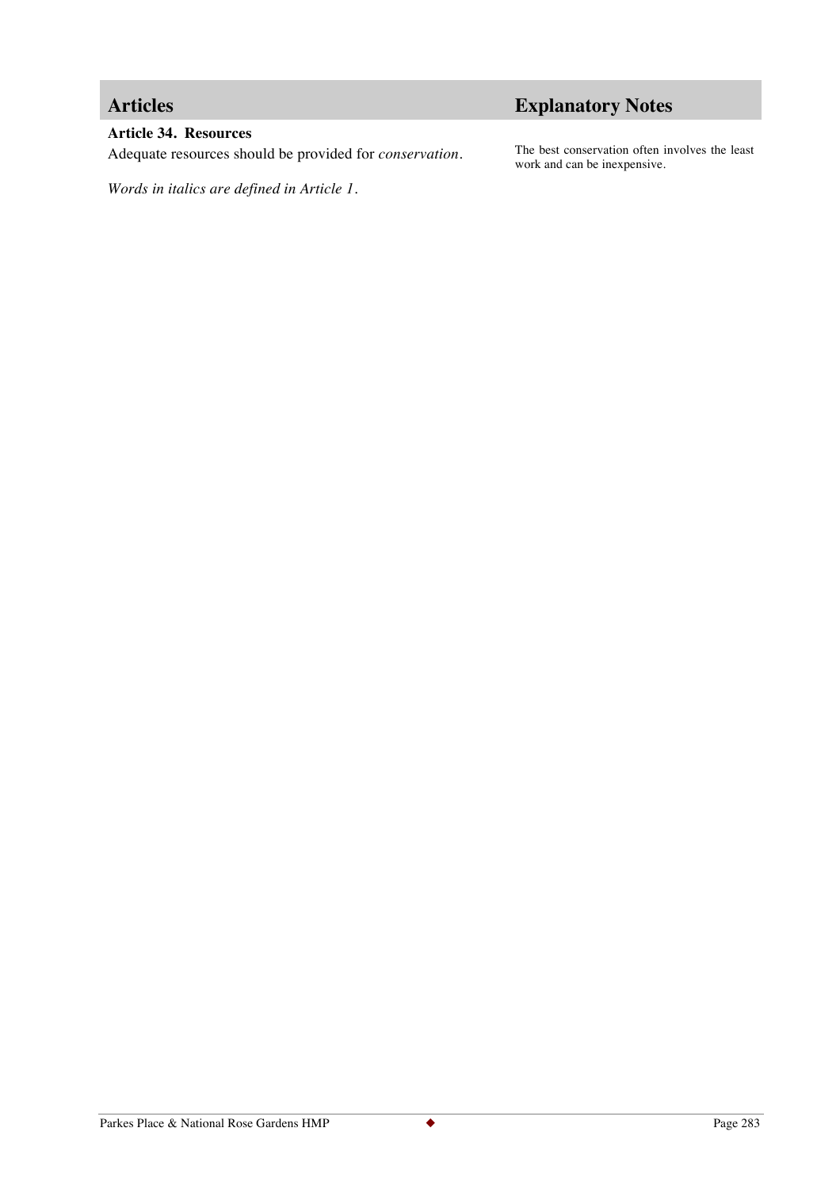## Articles

### Article 34. Resources

Adequate resources should be provided for *conservation*.

*Words in italics are defined in Article 1.*

## Explanatory Notes

The best conservation often involves the least work and can be inexpensive.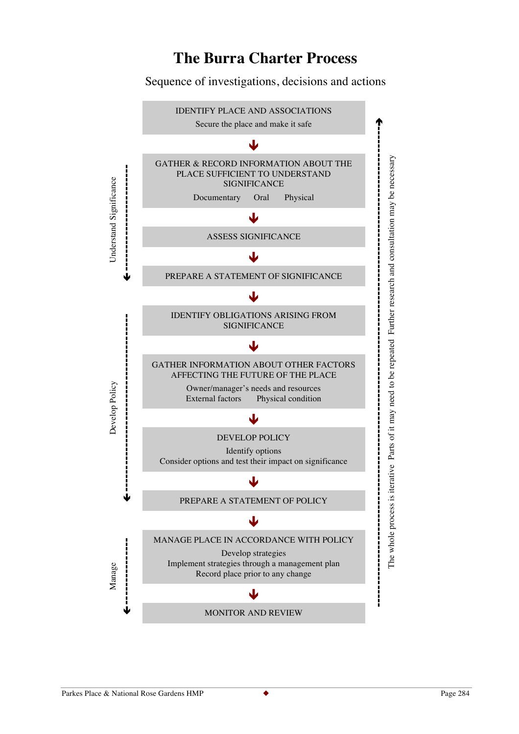# The Burra Charter Process

Sequence of investigations, decisions and actions

**IDENTIFY PLACE AND ASSOCIATIONS**
Secure the place and make it safe

↓

**GATHER & RECORD INFORMATION ABOUT THE PLACE SUFFICIENT TO UNDERSTAND SIGNIFICANCE**
Documentary    Oral    Physical

↓

**ASSESS SIGNIFICANCE**

↓

**PREPARE A STATEMENT OF SIGNIFICANCE**

↓

**IDENTIFY OBLIGATIONS ARISING FROM SIGNIFICANCE**

↓

**GATHER INFORMATION ABOUT OTHER FACTORS AFFECTING THE FUTURE OF THE PLACE**
Owner/manager's needs and resources
External factors    Physical condition

↓

**DEVELOP POLICY**
Identify options
Consider options and test their impact on significance

↓

**PREPARE A STATEMENT OF POLICY**

↓

**MANAGE PLACE IN ACCORDANCE WITH POLICY**
Develop strategies
Implement strategies through a management plan
Record place prior to any change

↓

**MONITOR AND REVIEW**

Side labels:

- Understand Significance (Gather & record information → Prepare a statement of significance)
- Develop Policy (Identify obligations → Prepare a statement of policy)
- Manage (Manage place in accordance with policy → Monitor and review)

The whole process is iterative. Parts of it may need to be repeated. Further research and consultation may be necessary.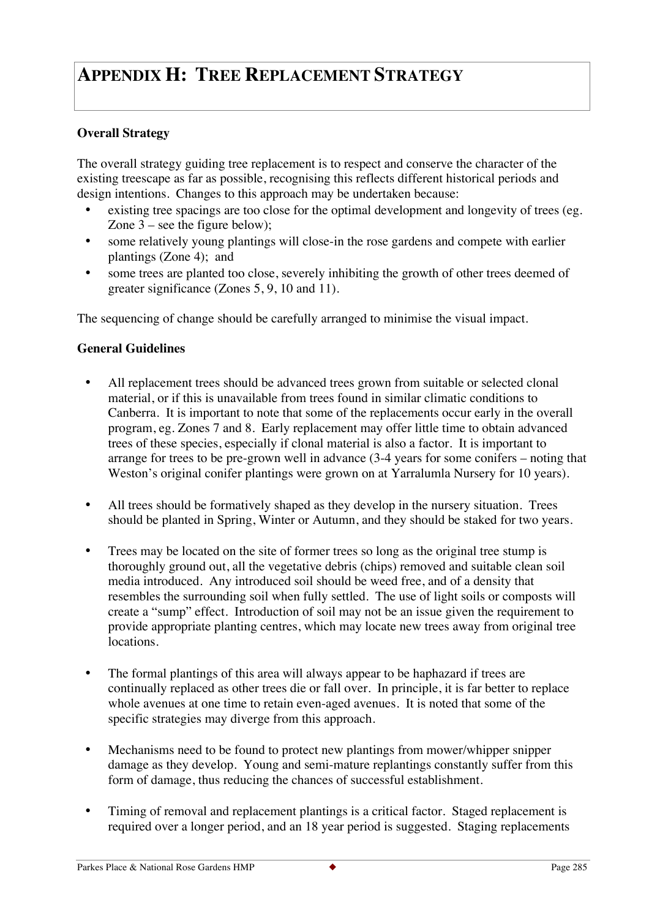# Appendix H: Tree Replacement Strategy

### Overall Strategy

The overall strategy guiding tree replacement is to respect and conserve the character of the existing treescape as far as possible, recognising this reflects different historical periods and design intentions. Changes to this approach may be undertaken because:

- existing tree spacings are too close for the optimal development and longevity of trees (eg. Zone 3 – see the figure below);
- some relatively young plantings will close-in the rose gardens and compete with earlier plantings (Zone 4); and
- some trees are planted too close, severely inhibiting the growth of other trees deemed of greater significance (Zones 5, 9, 10 and 11).

The sequencing of change should be carefully arranged to minimise the visual impact.

### General Guidelines

- All replacement trees should be advanced trees grown from suitable or selected clonal material, or if this is unavailable from trees found in similar climatic conditions to Canberra. It is important to note that some of the replacements occur early in the overall program, eg. Zones 7 and 8. Early replacement may offer little time to obtain advanced trees of these species, especially if clonal material is also a factor. It is important to arrange for trees to be pre-grown well in advance (3-4 years for some conifers – noting that Weston's original conifer plantings were grown on at Yarralumla Nursery for 10 years).

- All trees should be formatively shaped as they develop in the nursery situation. Trees should be planted in Spring, Winter or Autumn, and they should be staked for two years.

- Trees may be located on the site of former trees so long as the original tree stump is thoroughly ground out, all the vegetative debris (chips) removed and suitable clean soil media introduced. Any introduced soil should be weed free, and of a density that resembles the surrounding soil when fully settled. The use of light soils or composts will create a "sump" effect. Introduction of soil may not be an issue given the requirement to provide appropriate planting centres, which may locate new trees away from original tree locations.

- The formal plantings of this area will always appear to be haphazard if trees are continually replaced as other trees die or fall over. In principle, it is far better to replace whole avenues at one time to retain even-aged avenues. It is noted that some of the specific strategies may diverge from this approach.

- Mechanisms need to be found to protect new plantings from mower/whipper snipper damage as they develop. Young and semi-mature replantings constantly suffer from this form of damage, thus reducing the chances of successful establishment.

- Timing of removal and replacement plantings is a critical factor. Staged replacement is required over a longer period, and an 18 year period is suggested. Staging replacements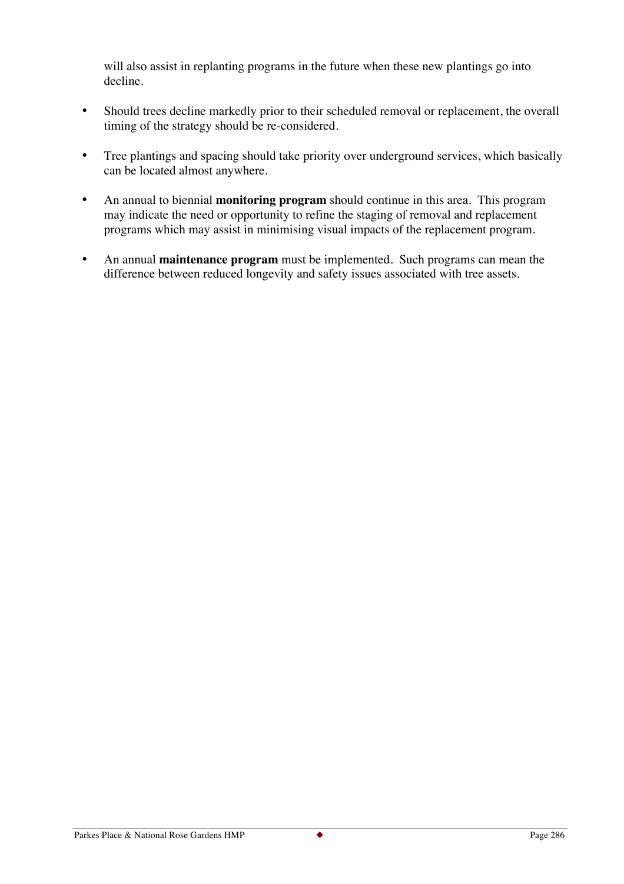will also assist in replanting programs in the future when these new plantings go into decline.

- Should trees decline markedly prior to their scheduled removal or replacement, the overall timing of the strategy should be re-considered.
- Tree plantings and spacing should take priority over underground services, which basically can be located almost anywhere.
- An annual to biennial **monitoring program** should continue in this area. This program may indicate the need or opportunity to refine the staging of removal and replacement programs which may assist in minimising visual impacts of the replacement program.
- An annual **maintenance program** must be implemented. Such programs can mean the difference between reduced longevity and safety issues associated with tree assets.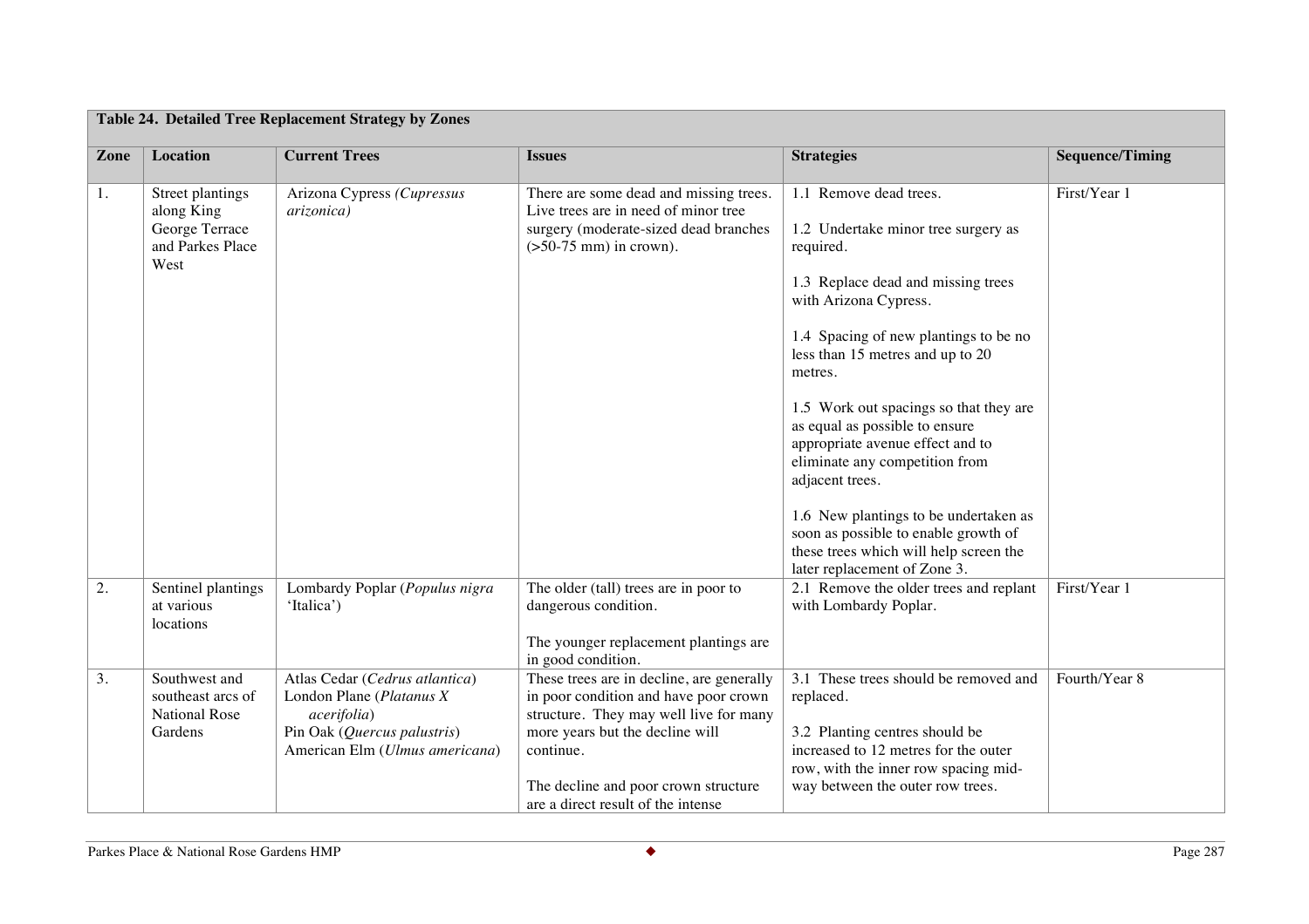| Table 24. Detailed Tree Replacement Strategy by Zones | | | | | |
|---|---|---|---|---|---|
| **Zone** | **Location** | **Current Trees** | **Issues** | **Strategies** | **Sequence/Timing** |
| 1. | Street plantings along King George Terrace and Parkes Place West | Arizona Cypress *(Cupressus arizonica)* | There are some dead and missing trees. Live trees are in need of minor tree surgery (moderate-sized dead branches (>50-75 mm) in crown). | 1.1 Remove dead trees.<br><br>1.2 Undertake minor tree surgery as required.<br><br>1.3 Replace dead and missing trees with Arizona Cypress.<br><br>1.4 Spacing of new plantings to be no less than 15 metres and up to 20 metres.<br><br>1.5 Work out spacings so that they are as equal as possible to ensure appropriate avenue effect and to eliminate any competition from adjacent trees.<br><br>1.6 New plantings to be undertaken as soon as possible to enable growth of these trees which will help screen the later replacement of Zone 3. | First/Year 1 |
| 2. | Sentinel plantings at various locations | Lombardy Poplar (*Populus nigra* 'Italica') | The older (tall) trees are in poor to dangerous condition.<br><br>The younger replacement plantings are in good condition. | 2.1 Remove the older trees and replant with Lombardy Poplar. | First/Year 1 |
| 3. | Southwest and southeast arcs of National Rose Gardens | Atlas Cedar (*Cedrus atlantica*)<br>London Plane (*Platanus X acerifolia*)<br>Pin Oak (*Quercus palustris*)<br>American Elm (*Ulmus americana*) | These trees are in decline, are generally in poor condition and have poor crown structure. They may well live for many more years but the decline will continue.<br><br>The decline and poor crown structure are a direct result of the intense | 3.1 These trees should be removed and replaced.<br><br>3.2 Planting centres should be increased to 12 metres for the outer row, with the inner row spacing mid-way between the outer row trees. | Fourth/Year 8 |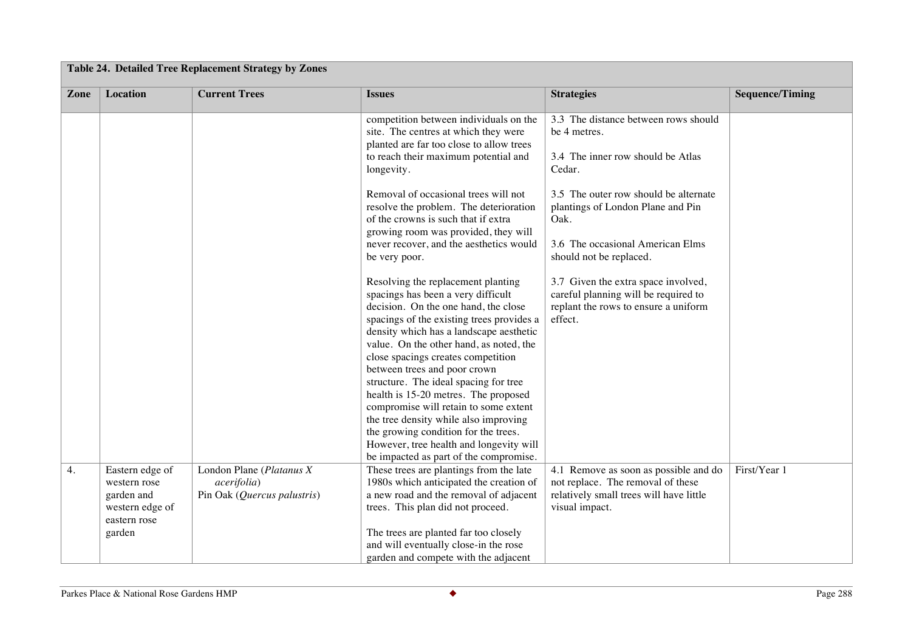**Table 24. Detailed Tree Replacement Strategy by Zones**

| Zone | Location | Current Trees | Issues | Strategies | Sequence/Timing |
|---|---|---|---|---|---|
| | | | competition between individuals on the site. The centres at which they were planted are far too close to allow trees to reach their maximum potential and longevity.<br><br>Removal of occasional trees will not resolve the problem. The deterioration of the crowns is such that if extra growing room was provided, they will never recover, and the aesthetics would be very poor.<br><br>Resolving the replacement planting spacings has been a very difficult decision. On the one hand, the close spacings of the existing trees provides a density which has a landscape aesthetic value. On the other hand, as noted, the close spacings creates competition between trees and poor crown structure. The ideal spacing for tree health is 15-20 metres. The proposed compromise will retain to some extent the tree density while also improving the growing condition for the trees. However, tree health and longevity will be impacted as part of the compromise. | 3.3 The distance between rows should be 4 metres.<br><br>3.4 The inner row should be Atlas Cedar.<br><br>3.5 The outer row should be alternate plantings of London Plane and Pin Oak.<br><br>3.6 The occasional American Elms should not be replaced.<br><br>3.7 Given the extra space involved, careful planning will be required to replant the rows to ensure a uniform effect. | |
| 4. | Eastern edge of western rose garden and western edge of eastern rose garden | London Plane (*Platanus X acerifolia*)<br>Pin Oak (*Quercus palustris*) | These trees are plantings from the late 1980s which anticipated the creation of a new road and the removal of adjacent trees. This plan did not proceed.<br><br>The trees are planted far too closely and will eventually close-in the rose garden and compete with the adjacent | 4.1 Remove as soon as possible and do not replace. The removal of these relatively small trees will have little visual impact. | First/Year 1 |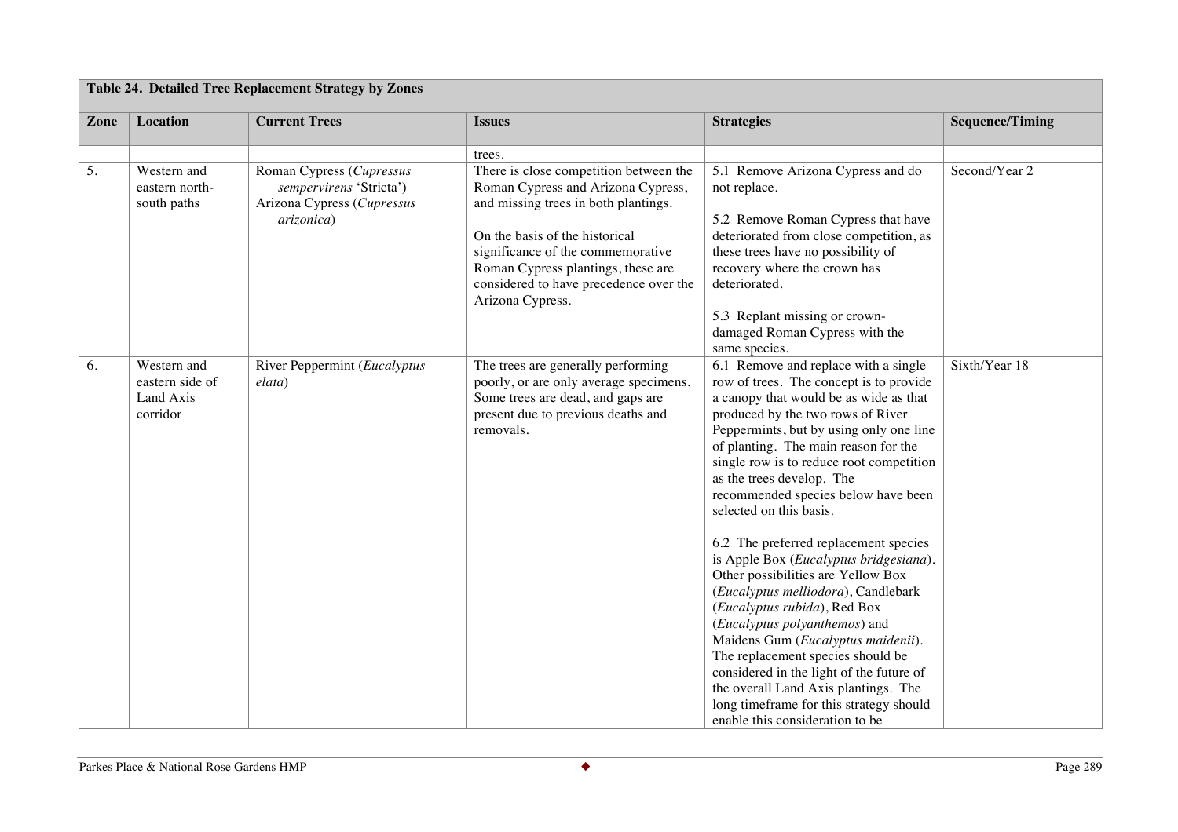**Table 24. Detailed Tree Replacement Strategy by Zones**

| Zone | Location | Current Trees | Issues | Strategies | Sequence/Timing |
|---|---|---|---|---|---|
| | | | trees. | | |
| 5. | Western and eastern north-south paths | Roman Cypress (*Cupressus sempervirens* 'Stricta')<br>Arizona Cypress (*Cupressus arizonica*) | There is close competition between the Roman Cypress and Arizona Cypress, and missing trees in both plantings.<br><br>On the basis of the historical significance of the commemorative Roman Cypress plantings, these are considered to have precedence over the Arizona Cypress. | 5.1 Remove Arizona Cypress and do not replace.<br><br>5.2 Remove Roman Cypress that have deteriorated from close competition, as these trees have no possibility of recovery where the crown has deteriorated.<br><br>5.3 Replant missing or crown-damaged Roman Cypress with the same species. | Second/Year 2 |
| 6. | Western and eastern side of Land Axis corridor | River Peppermint (*Eucalyptus elata*) | The trees are generally performing poorly, or are only average specimens. Some trees are dead, and gaps are present due to previous deaths and removals. | 6.1 Remove and replace with a single row of trees. The concept is to provide a canopy that would be as wide as that produced by the two rows of River Peppermints, but by using only one line of planting. The main reason for the single row is to reduce root competition as the trees develop. The recommended species below have been selected on this basis.<br><br>6.2 The preferred replacement species is Apple Box (*Eucalyptus bridgesiana*). Other possibilities are Yellow Box (*Eucalyptus melliodora*), Candlebark (*Eucalyptus rubida*), Red Box (*Eucalyptus polyanthemos*) and Maidens Gum (*Eucalyptus maidenii*). The replacement species should be considered in the light of the future of the overall Land Axis plantings. The long timeframe for this strategy should enable this consideration to be | Sixth/Year 18 |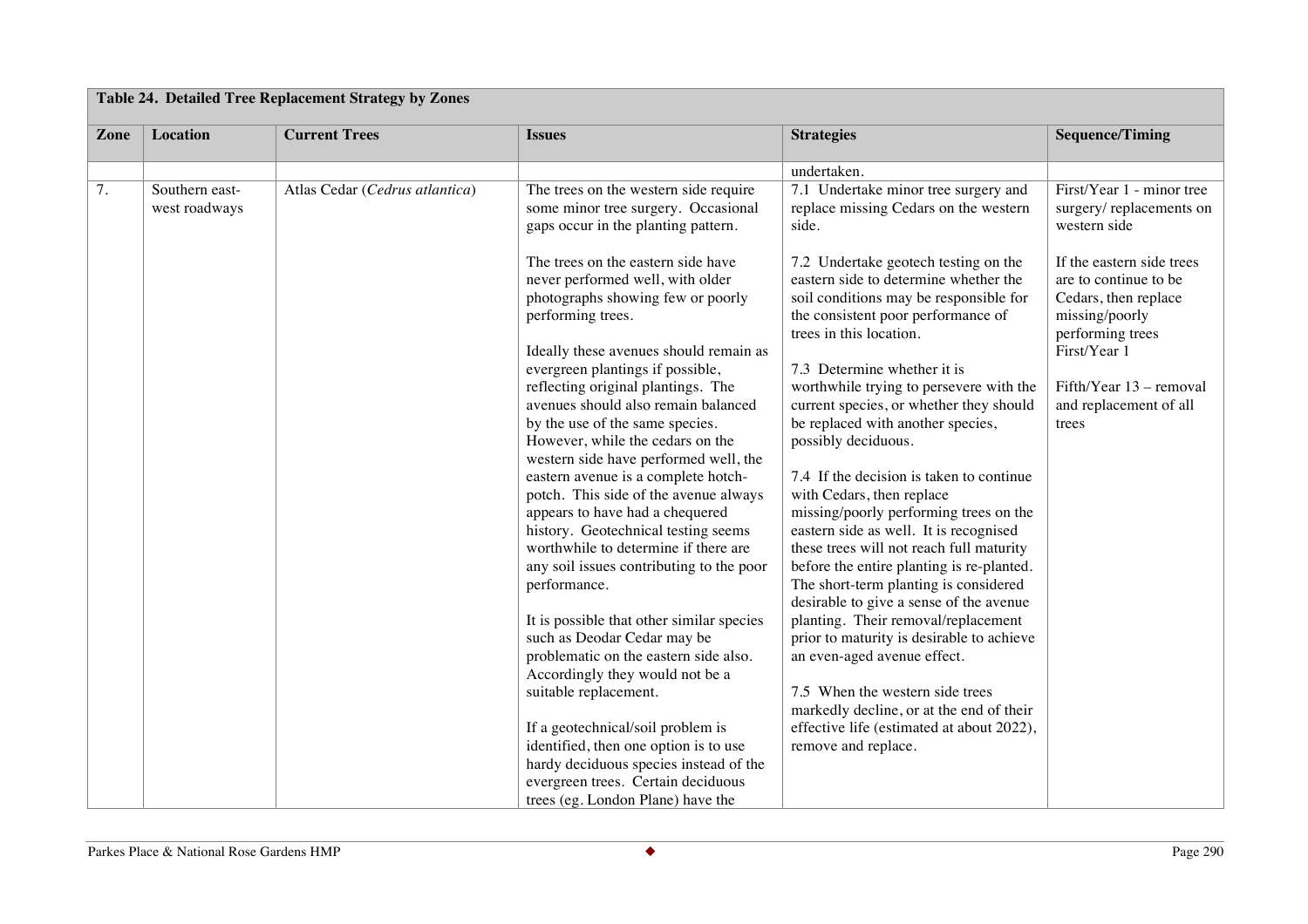| Table 24. Detailed Tree Replacement Strategy by Zones | | | | | |
|---|---|---|---|---|---|
| **Zone** | **Location** | **Current Trees** | **Issues** | **Strategies** | **Sequence/Timing** |
| | | | | undertaken. | |
| 7. | Southern east-west roadways | Atlas Cedar (*Cedrus atlantica*) | The trees on the western side require some minor tree surgery. Occasional gaps occur in the planting pattern.<br><br>The trees on the eastern side have never performed well, with older photographs showing few or poorly performing trees.<br><br>Ideally these avenues should remain as evergreen plantings if possible, reflecting original plantings. The avenues should also remain balanced by the use of the same species. However, while the cedars on the western side have performed well, the eastern avenue is a complete hotch-potch. This side of the avenue always appears to have had a chequered history. Geotechnical testing seems worthwhile to determine if there are any soil issues contributing to the poor performance.<br><br>It is possible that other similar species such as Deodar Cedar may be problematic on the eastern side also. Accordingly they would not be a suitable replacement.<br><br>If a geotechnical/soil problem is identified, then one option is to use hardy deciduous species instead of the evergreen trees. Certain deciduous trees (eg. London Plane) have the | 7.1 Undertake minor tree surgery and replace missing Cedars on the western side.<br><br>7.2 Undertake geotech testing on the eastern side to determine whether the soil conditions may be responsible for the consistent poor performance of trees in this location.<br><br>7.3 Determine whether it is worthwhile trying to persevere with the current species, or whether they should be replaced with another species, possibly deciduous.<br><br>7.4 If the decision is taken to continue with Cedars, then replace missing/poorly performing trees on the eastern side as well. It is recognised these trees will not reach full maturity before the entire planting is re-planted. The short-term planting is considered desirable to give a sense of the avenue planting. Their removal/replacement prior to maturity is desirable to achieve an even-aged avenue effect.<br><br>7.5 When the western side trees markedly decline, or at the end of their effective life (estimated at about 2022), remove and replace. | First/Year 1 - minor tree surgery/ replacements on western side<br><br>If the eastern side trees are to continue to be Cedars, then replace missing/poorly performing trees First/Year 1<br><br>Fifth/Year 13 – removal and replacement of all trees |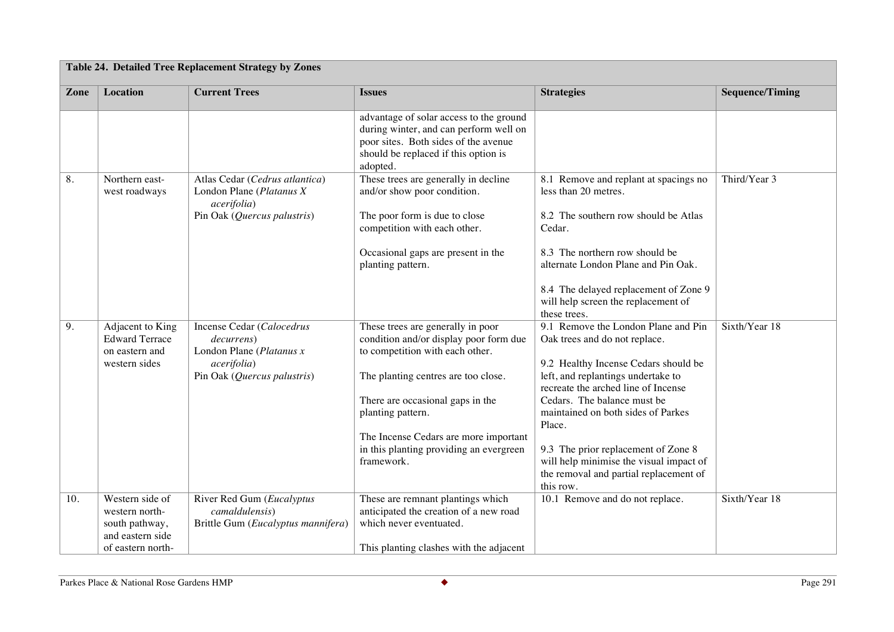**Table 24. Detailed Tree Replacement Strategy by Zones**

| Zone | Location | Current Trees | Issues | Strategies | Sequence/Timing |
|---|---|---|---|---|---|
| | | | advantage of solar access to the ground during winter, and can perform well on poor sites. Both sides of the avenue should be replaced if this option is adopted. | | |
| 8. | Northern east-west roadways | Atlas Cedar (*Cedrus atlantica*)<br>London Plane (*Platanus X acerifolia*)<br>Pin Oak (*Quercus palustris*) | These trees are generally in decline and/or show poor condition.<br><br>The poor form is due to close competition with each other.<br><br>Occasional gaps are present in the planting pattern. | 8.1 Remove and replant at spacings no less than 20 metres.<br><br>8.2 The southern row should be Atlas Cedar.<br><br>8.3 The northern row should be alternate London Plane and Pin Oak.<br><br>8.4 The delayed replacement of Zone 9 will help screen the replacement of these trees. | Third/Year 3 |
| 9. | Adjacent to King Edward Terrace on eastern and western sides | Incense Cedar (*Calocedrus decurrens*)<br>London Plane (*Platanus x acerifolia*)<br>Pin Oak (*Quercus palustris*) | These trees are generally in poor condition and/or display poor form due to competition with each other.<br><br>The planting centres are too close.<br><br>There are occasional gaps in the planting pattern.<br><br>The Incense Cedars are more important in this planting providing an evergreen framework. | 9.1 Remove the London Plane and Pin Oak trees and do not replace.<br><br>9.2 Healthy Incense Cedars should be left, and replantings undertake to recreate the arched line of Incense Cedars. The balance must be maintained on both sides of Parkes Place.<br><br>9.3 The prior replacement of Zone 8 will help minimise the visual impact of the removal and partial replacement of this row. | Sixth/Year 18 |
| 10. | Western side of western north-south pathway, and eastern side of eastern north- | River Red Gum (*Eucalyptus camaldulensis*)<br>Brittle Gum (*Eucalyptus mannifera*) | These are remnant plantings which anticipated the creation of a new road which never eventuated.<br><br>This planting clashes with the adjacent | 10.1 Remove and do not replace. | Sixth/Year 18 |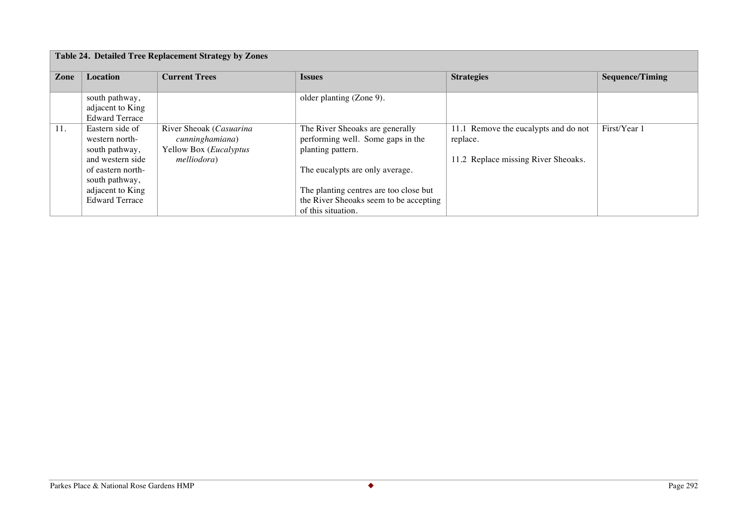**Table 24. Detailed Tree Replacement Strategy by Zones**

| Zone | Location | Current Trees | Issues | Strategies | Sequence/Timing |
|---|---|---|---|---|---|
| | south pathway, adjacent to King Edward Terrace | | older planting (Zone 9). | | |
| 11. | Eastern side of western north-south pathway, and western side of eastern north-south pathway, adjacent to King Edward Terrace | River Sheoak (*Casuarina cunninghamiana*)<br>Yellow Box (*Eucalyptus melliodora*) | The River Sheoaks are generally performing well. Some gaps in the planting pattern.<br><br>The eucalypts are only average.<br><br>The planting centres are too close but the River Sheoaks seem to be accepting of this situation. | 11.1 Remove the eucalypts and do not replace.<br><br>11.2 Replace missing River Sheoaks. | First/Year 1 |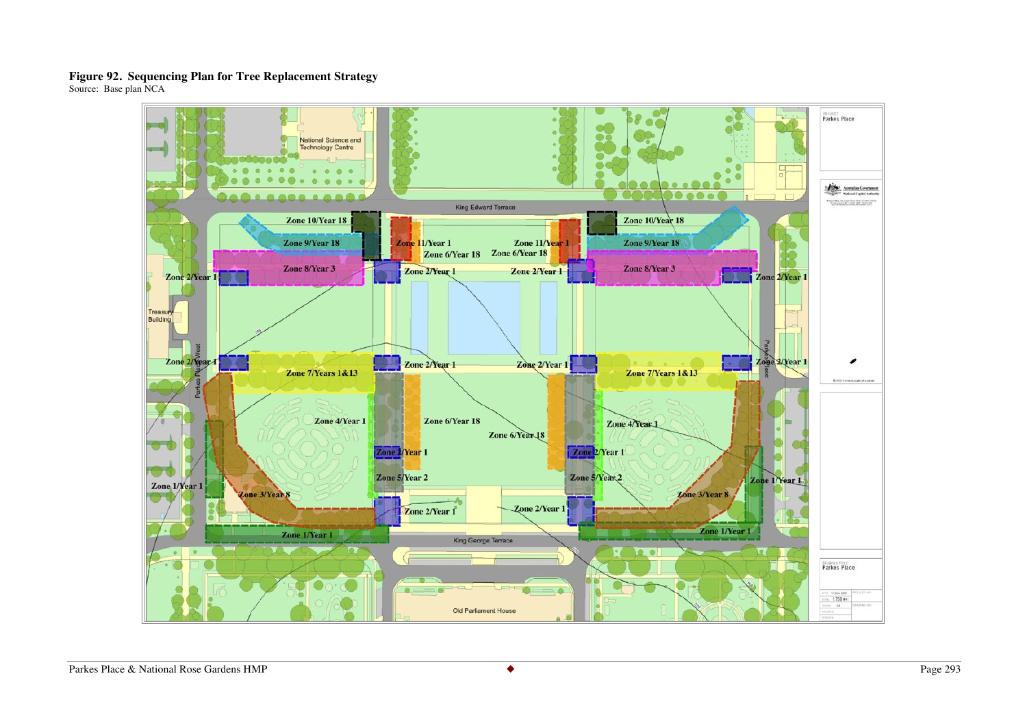**Figure 92. Sequencing Plan for Tree Replacement Strategy**
Source: Base plan NCA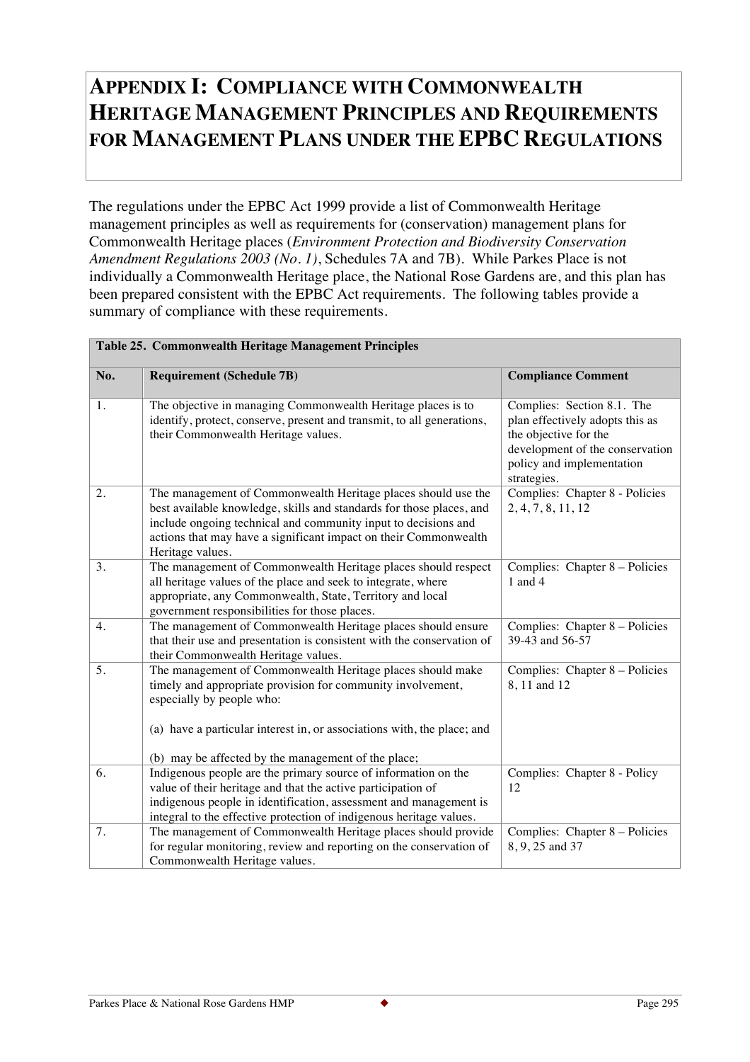# APPENDIX I: COMPLIANCE WITH COMMONWEALTH HERITAGE MANAGEMENT PRINCIPLES AND REQUIREMENTS FOR MANAGEMENT PLANS UNDER THE EPBC REGULATIONS

The regulations under the EPBC Act 1999 provide a list of Commonwealth Heritage management principles as well as requirements for (conservation) management plans for Commonwealth Heritage places (*Environment Protection and Biodiversity Conservation Amendment Regulations 2003 (No. 1)*, Schedules 7A and 7B). While Parkes Place is not individually a Commonwealth Heritage place, the National Rose Gardens are, and this plan has been prepared consistent with the EPBC Act requirements. The following tables provide a summary of compliance with these requirements.

**Table 25. Commonwealth Heritage Management Principles**

| No. | Requirement (Schedule 7B) | Compliance Comment |
|---|---|---|
| 1. | The objective in managing Commonwealth Heritage places is to identify, protect, conserve, present and transmit, to all generations, their Commonwealth Heritage values. | Complies: Section 8.1. The plan effectively adopts this as the objective for the development of the conservation policy and implementation strategies. |
| 2. | The management of Commonwealth Heritage places should use the best available knowledge, skills and standards for those places, and include ongoing technical and community input to decisions and actions that may have a significant impact on their Commonwealth Heritage values. | Complies: Chapter 8 - Policies 2, 4, 7, 8, 11, 12 |
| 3. | The management of Commonwealth Heritage places should respect all heritage values of the place and seek to integrate, where appropriate, any Commonwealth, State, Territory and local government responsibilities for those places. | Complies: Chapter 8 – Policies 1 and 4 |
| 4. | The management of Commonwealth Heritage places should ensure that their use and presentation is consistent with the conservation of their Commonwealth Heritage values. | Complies: Chapter 8 – Policies 39-43 and 56-57 |
| 5. | The management of Commonwealth Heritage places should make timely and appropriate provision for community involvement, especially by people who:<br><br>(a) have a particular interest in, or associations with, the place; and<br><br>(b) may be affected by the management of the place; | Complies: Chapter 8 – Policies 8, 11 and 12 |
| 6. | Indigenous people are the primary source of information on the value of their heritage and that the active participation of indigenous people in identification, assessment and management is integral to the effective protection of indigenous heritage values. | Complies: Chapter 8 - Policy 12 |
| 7. | The management of Commonwealth Heritage places should provide for regular monitoring, review and reporting on the conservation of Commonwealth Heritage values. | Complies: Chapter 8 – Policies 8, 9, 25 and 37 |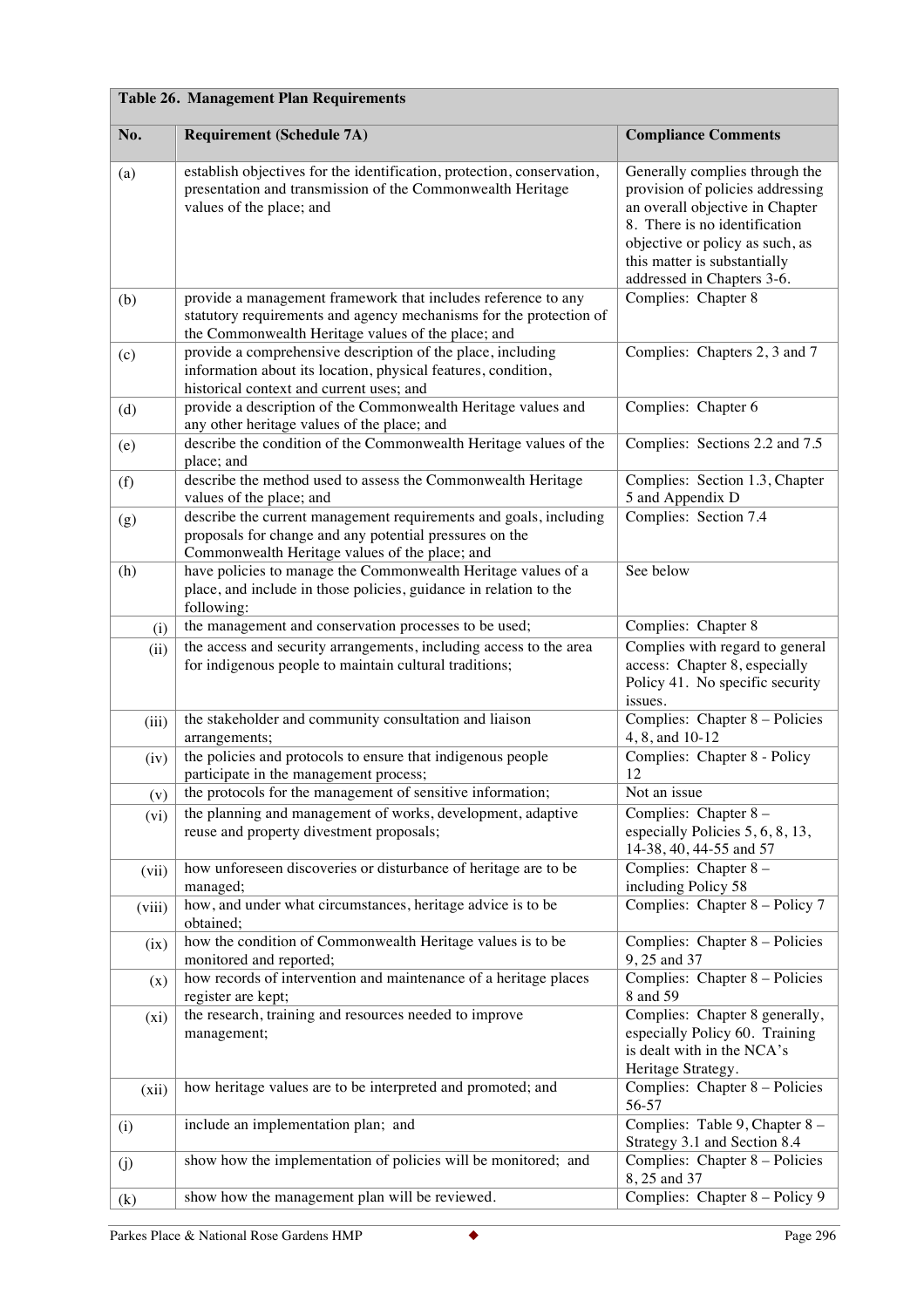| Table 26. Management Plan Requirements | | |
|---|---|---|
| **No.** | **Requirement (Schedule 7A)** | **Compliance Comments** |
| (a) | establish objectives for the identification, protection, conservation, presentation and transmission of the Commonwealth Heritage values of the place; and | Generally complies through the provision of policies addressing an overall objective in Chapter 8. There is no identification objective or policy as such, as this matter is substantially addressed in Chapters 3-6. |
| (b) | provide a management framework that includes reference to any statutory requirements and agency mechanisms for the protection of the Commonwealth Heritage values of the place; and | Complies: Chapter 8 |
| (c) | provide a comprehensive description of the place, including information about its location, physical features, condition, historical context and current uses; and | Complies: Chapters 2, 3 and 7 |
| (d) | provide a description of the Commonwealth Heritage values and any other heritage values of the place; and | Complies: Chapter 6 |
| (e) | describe the condition of the Commonwealth Heritage values of the place; and | Complies: Sections 2.2 and 7.5 |
| (f) | describe the method used to assess the Commonwealth Heritage values of the place; and | Complies: Section 1.3, Chapter 5 and Appendix D |
| (g) | describe the current management requirements and goals, including proposals for change and any potential pressures on the Commonwealth Heritage values of the place; and | Complies: Section 7.4 |
| (h) | have policies to manage the Commonwealth Heritage values of a place, and include in those policies, guidance in relation to the following: | See below |
| (i) | the management and conservation processes to be used; | Complies: Chapter 8 |
| (ii) | the access and security arrangements, including access to the area for indigenous people to maintain cultural traditions; | Complies with regard to general access: Chapter 8, especially Policy 41. No specific security issues. |
| (iii) | the stakeholder and community consultation and liaison arrangements; | Complies: Chapter 8 – Policies 4, 8, and 10-12 |
| (iv) | the policies and protocols to ensure that indigenous people participate in the management process; | Complies: Chapter 8 - Policy 12 |
| (v) | the protocols for the management of sensitive information; | Not an issue |
| (vi) | the planning and management of works, development, adaptive reuse and property divestment proposals; | Complies: Chapter 8 – especially Policies 5, 6, 8, 13, 14-38, 40, 44-55 and 57 |
| (vii) | how unforeseen discoveries or disturbance of heritage are to be managed; | Complies: Chapter 8 – including Policy 58 |
| (viii) | how, and under what circumstances, heritage advice is to be obtained; | Complies: Chapter 8 – Policy 7 |
| (ix) | how the condition of Commonwealth Heritage values is to be monitored and reported; | Complies: Chapter 8 – Policies 9, 25 and 37 |
| (x) | how records of intervention and maintenance of a heritage places register are kept; | Complies: Chapter 8 – Policies 8 and 59 |
| (xi) | the research, training and resources needed to improve management; | Complies: Chapter 8 generally, especially Policy 60. Training is dealt with in the NCA's Heritage Strategy. |
| (xii) | how heritage values are to be interpreted and promoted; and | Complies: Chapter 8 – Policies 56-57 |
| (i) | include an implementation plan; and | Complies: Table 9, Chapter 8 – Strategy 3.1 and Section 8.4 |
| (j) | show how the implementation of policies will be monitored; and | Complies: Chapter 8 – Policies 8, 25 and 37 |
| (k) | show how the management plan will be reviewed. | Complies: Chapter 8 – Policy 9 |